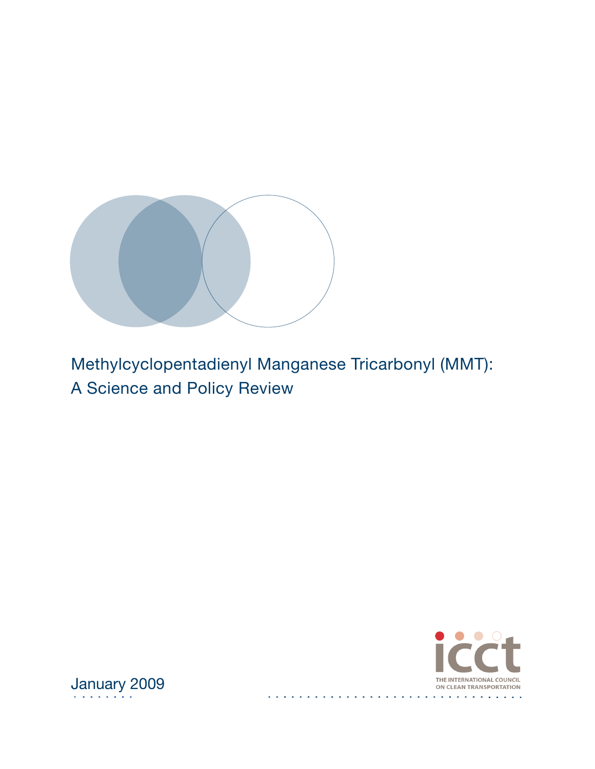# Methylcyclopentadienyl Manganese Tricarbonyl (MMT): A Science and Policy Review

January 2009

THE INTERNATIONAL COUNCIL ON CLEAN TRANSPORTATION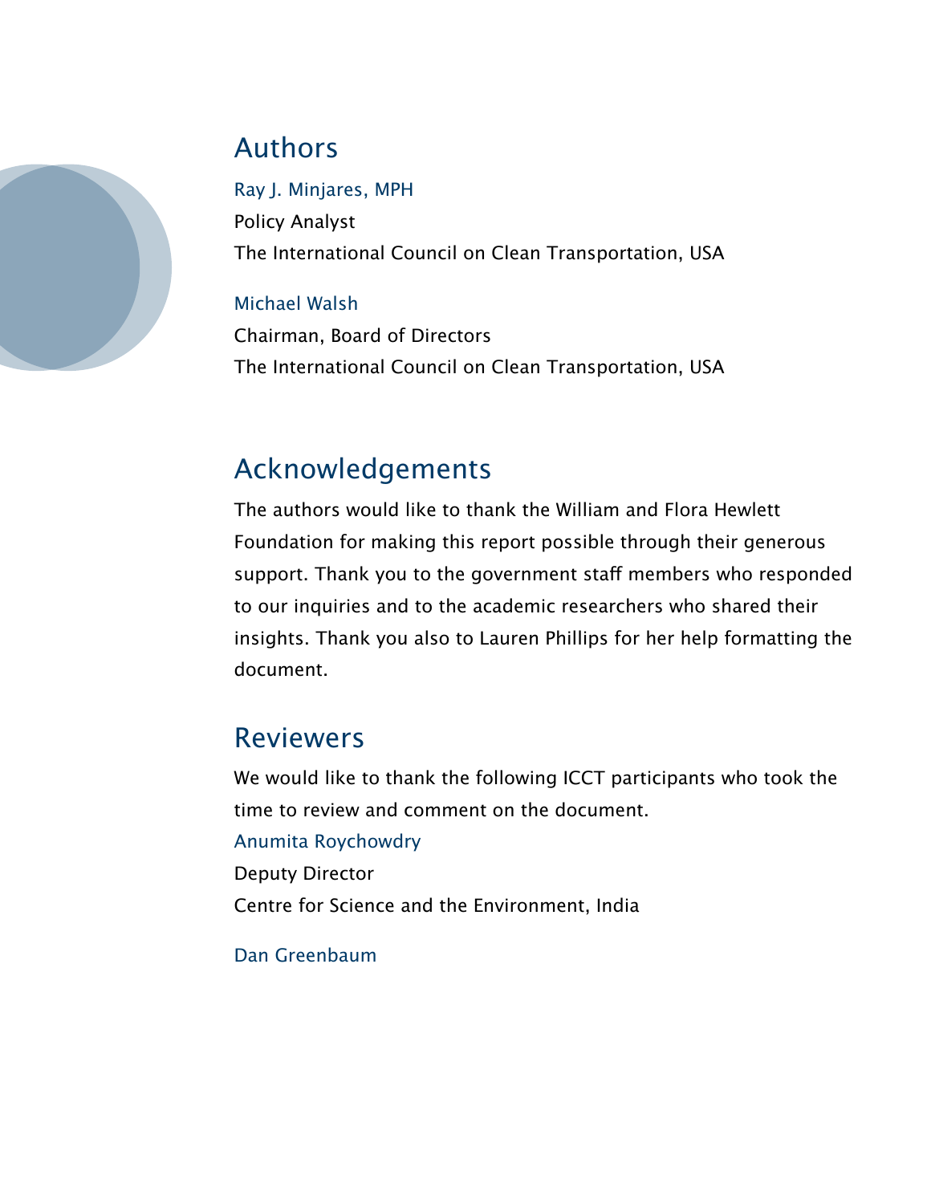## Authors

Ray J. Minjares, MPH
Policy Analyst
The International Council on Clean Transportation, USA

Michael Walsh
Chairman, Board of Directors
The International Council on Clean Transportation, USA

## Acknowledgements

The authors would like to thank the William and Flora Hewlett Foundation for making this report possible through their generous support. Thank you to the government staff members who responded to our inquiries and to the academic researchers who shared their insights. Thank you also to Lauren Phillips for her help formatting the document.

## Reviewers

We would like to thank the following ICCT participants who took the time to review and comment on the document.

Anumita Roychowdry
Deputy Director
Centre for Science and the Environment, India

Dan Greenbaum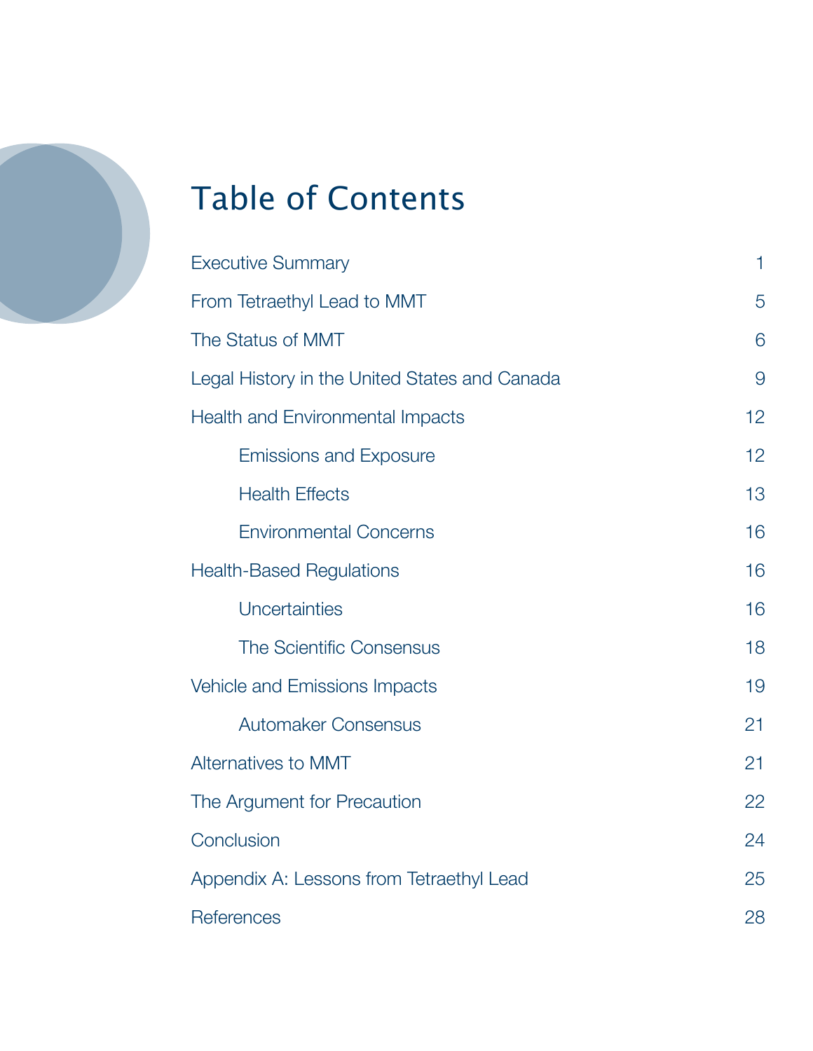# Table of Contents

| | |
|---|---|
| Executive Summary | 1 |
| From Tetraethyl Lead to MMT | 5 |
| The Status of MMT | 6 |
| Legal History in the United States and Canada | 9 |
| Health and Environmental Impacts | 12 |
| &nbsp;&nbsp;&nbsp;&nbsp;Emissions and Exposure | 12 |
| &nbsp;&nbsp;&nbsp;&nbsp;Health Effects | 13 |
| &nbsp;&nbsp;&nbsp;&nbsp;Environmental Concerns | 16 |
| Health-Based Regulations | 16 |
| &nbsp;&nbsp;&nbsp;&nbsp;Uncertainties | 16 |
| &nbsp;&nbsp;&nbsp;&nbsp;The Scientific Consensus | 18 |
| Vehicle and Emissions Impacts | 19 |
| &nbsp;&nbsp;&nbsp;&nbsp;Automaker Consensus | 21 |
| Alternatives to MMT | 21 |
| The Argument for Precaution | 22 |
| Conclusion | 24 |
| Appendix A: Lessons from Tetraethyl Lead | 25 |
| References | 28 |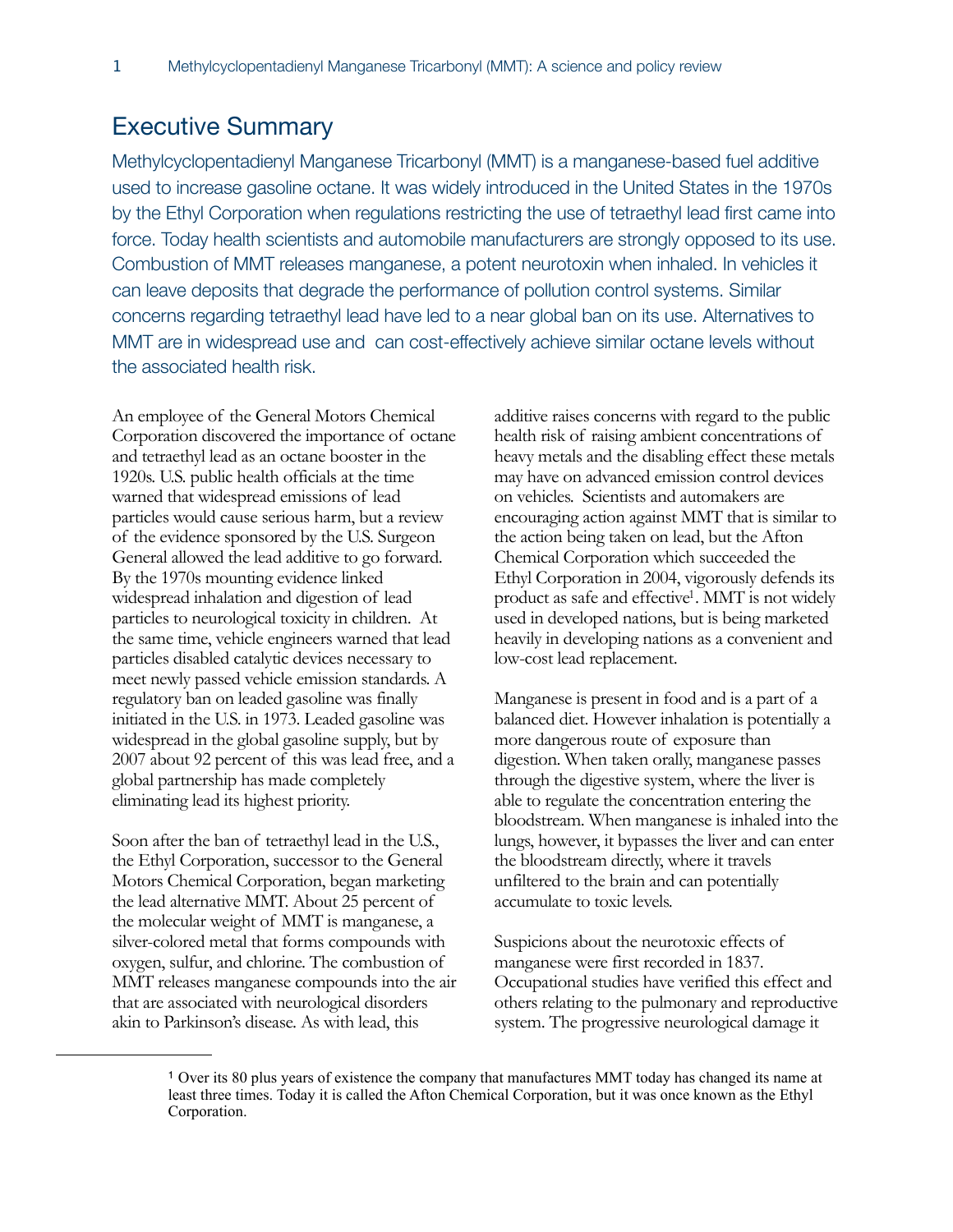# Executive Summary

Methylcyclopentadienyl Manganese Tricarbonyl (MMT) is a manganese-based fuel additive used to increase gasoline octane. It was widely introduced in the United States in the 1970s by the Ethyl Corporation when regulations restricting the use of tetraethyl lead first came into force. Today health scientists and automobile manufacturers are strongly opposed to its use. Combustion of MMT releases manganese, a potent neurotoxin when inhaled. In vehicles it can leave deposits that degrade the performance of pollution control systems. Similar concerns regarding tetraethyl lead have led to a near global ban on its use. Alternatives to MMT are in widespread use and can cost-effectively achieve similar octane levels without the associated health risk.

An employee of the General Motors Chemical Corporation discovered the importance of octane and tetraethyl lead as an octane booster in the 1920s. U.S. public health officials at the time warned that widespread emissions of lead particles would cause serious harm, but a review of the evidence sponsored by the U.S. Surgeon General allowed the lead additive to go forward. By the 1970s mounting evidence linked widespread inhalation and digestion of lead particles to neurological toxicity in children. At the same time, vehicle engineers warned that lead particles disabled catalytic devices necessary to meet newly passed vehicle emission standards. A regulatory ban on leaded gasoline was finally initiated in the U.S. in 1973. Leaded gasoline was widespread in the global gasoline supply, but by 2007 about 92 percent of this was lead free, and a global partnership has made completely eliminating lead its highest priority.

Soon after the ban of tetraethyl lead in the U.S., the Ethyl Corporation, successor to the General Motors Chemical Corporation, began marketing the lead alternative MMT. About 25 percent of the molecular weight of MMT is manganese, a silver-colored metal that forms compounds with oxygen, sulfur, and chlorine. The combustion of MMT releases manganese compounds into the air that are associated with neurological disorders akin to Parkinson's disease. As with lead, this additive raises concerns with regard to the public health risk of raising ambient concentrations of heavy metals and the disabling effect these metals may have on advanced emission control devices on vehicles. Scientists and automakers are encouraging action against MMT that is similar to the action being taken on lead, but the Afton Chemical Corporation which succeeded the Ethyl Corporation in 2004, vigorously defends its product as safe and effective[1]. MMT is not widely used in developed nations, but is being marketed heavily in developing nations as a convenient and low-cost lead replacement.

Manganese is present in food and is a part of a balanced diet. However inhalation is potentially a more dangerous route of exposure than digestion. When taken orally, manganese passes through the digestive system, where the liver is able to regulate the concentration entering the bloodstream. When manganese is inhaled into the lungs, however, it bypasses the liver and can enter the bloodstream directly, where it travels unfiltered to the brain and can potentially accumulate to toxic levels.

Suspicions about the neurotoxic effects of manganese were first recorded in 1837. Occupational studies have verified this effect and others relating to the pulmonary and reproductive system. The progressive neurological damage it

[1] Over its 80 plus years of existence the company that manufactures MMT today has changed its name at least three times. Today it is called the Afton Chemical Corporation, but it was once known as the Ethyl Corporation.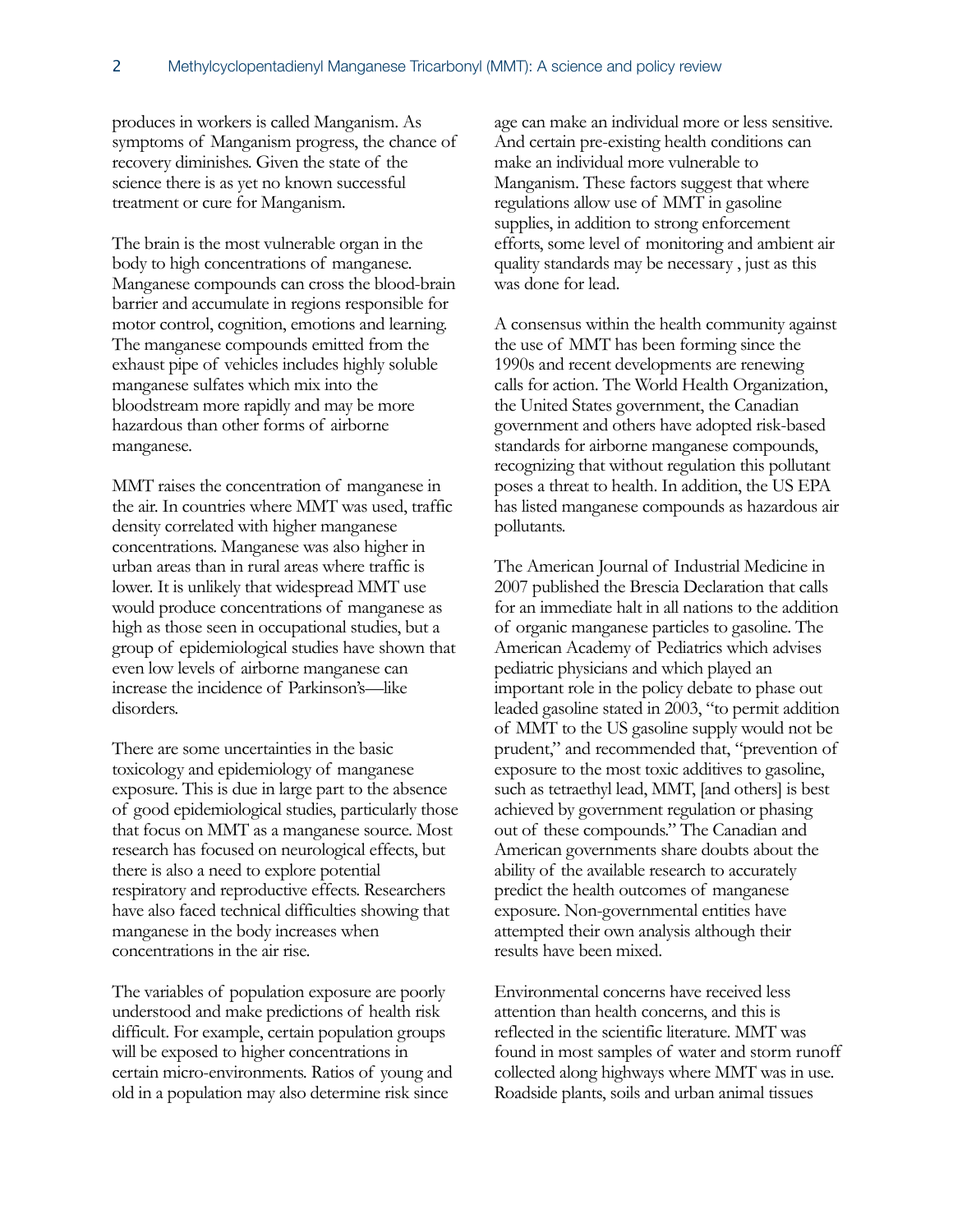produces in workers is called Manganism. As symptoms of Manganism progress, the chance of recovery diminishes. Given the state of the science there is as yet no known successful treatment or cure for Manganism.

The brain is the most vulnerable organ in the body to high concentrations of manganese. Manganese compounds can cross the blood-brain barrier and accumulate in regions responsible for motor control, cognition, emotions and learning. The manganese compounds emitted from the exhaust pipe of vehicles includes highly soluble manganese sulfates which mix into the bloodstream more rapidly and may be more hazardous than other forms of airborne manganese.

MMT raises the concentration of manganese in the air. In countries where MMT was used, traffic density correlated with higher manganese concentrations. Manganese was also higher in urban areas than in rural areas where traffic is lower. It is unlikely that widespread MMT use would produce concentrations of manganese as high as those seen in occupational studies, but a group of epidemiological studies have shown that even low levels of airborne manganese can increase the incidence of Parkinson's—like disorders.

There are some uncertainties in the basic toxicology and epidemiology of manganese exposure. This is due in large part to the absence of good epidemiological studies, particularly those that focus on MMT as a manganese source. Most research has focused on neurological effects, but there is also a need to explore potential respiratory and reproductive effects. Researchers have also faced technical difficulties showing that manganese in the body increases when concentrations in the air rise.

The variables of population exposure are poorly understood and make predictions of health risk difficult. For example, certain population groups will be exposed to higher concentrations in certain micro-environments. Ratios of young and old in a population may also determine risk since age can make an individual more or less sensitive. And certain pre-existing health conditions can make an individual more vulnerable to Manganism. These factors suggest that where regulations allow use of MMT in gasoline supplies, in addition to strong enforcement efforts, some level of monitoring and ambient air quality standards may be necessary , just as this was done for lead.

A consensus within the health community against the use of MMT has been forming since the 1990s and recent developments are renewing calls for action. The World Health Organization, the United States government, the Canadian government and others have adopted risk-based standards for airborne manganese compounds, recognizing that without regulation this pollutant poses a threat to health. In addition, the US EPA has listed manganese compounds as hazardous air pollutants.

The American Journal of Industrial Medicine in 2007 published the Brescia Declaration that calls for an immediate halt in all nations to the addition of organic manganese particles to gasoline. The American Academy of Pediatrics which advises pediatric physicians and which played an important role in the policy debate to phase out leaded gasoline stated in 2003, "to permit addition of MMT to the US gasoline supply would not be prudent," and recommended that, "prevention of exposure to the most toxic additives to gasoline, such as tetraethyl lead, MMT, [and others] is best achieved by government regulation or phasing out of these compounds." The Canadian and American governments share doubts about the ability of the available research to accurately predict the health outcomes of manganese exposure. Non-governmental entities have attempted their own analysis although their results have been mixed.

Environmental concerns have received less attention than health concerns, and this is reflected in the scientific literature. MMT was found in most samples of water and storm runoff collected along highways where MMT was in use. Roadside plants, soils and urban animal tissues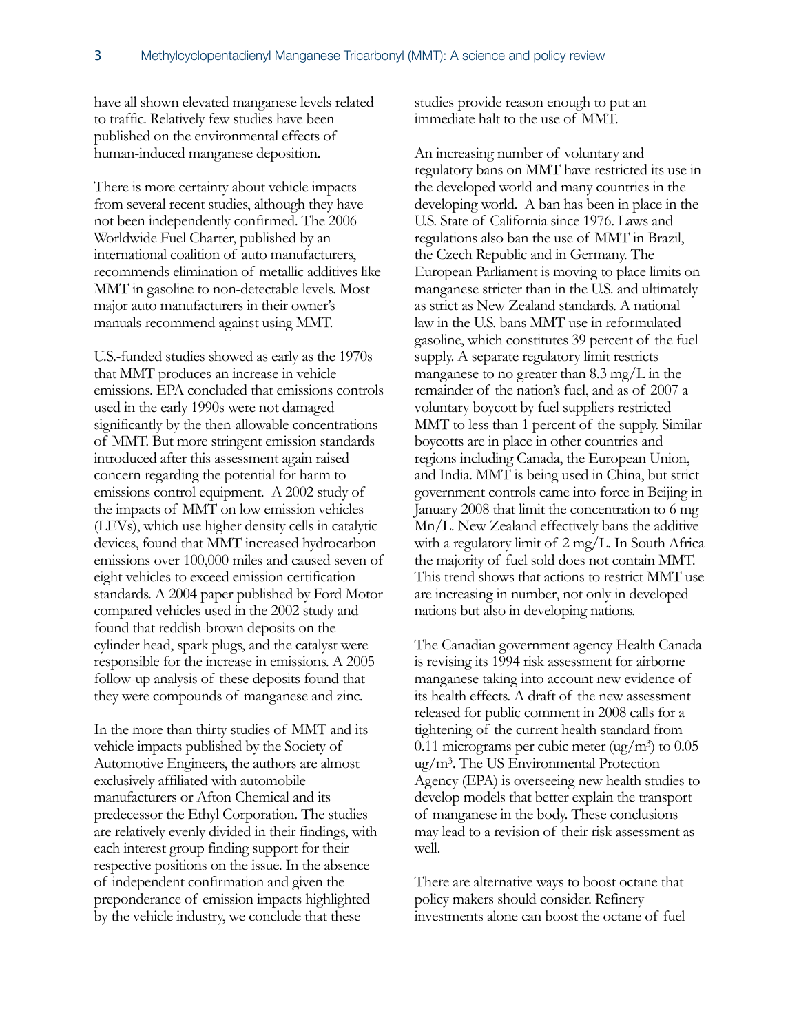have all shown elevated manganese levels related to traffic. Relatively few studies have been published on the environmental effects of human-induced manganese deposition.

There is more certainty about vehicle impacts from several recent studies, although they have not been independently confirmed. The 2006 Worldwide Fuel Charter, published by an international coalition of auto manufacturers, recommends elimination of metallic additives like MMT in gasoline to non-detectable levels. Most major auto manufacturers in their owner's manuals recommend against using MMT.

U.S.-funded studies showed as early as the 1970s that MMT produces an increase in vehicle emissions. EPA concluded that emissions controls used in the early 1990s were not damaged significantly by the then-allowable concentrations of MMT. But more stringent emission standards introduced after this assessment again raised concern regarding the potential for harm to emissions control equipment. A 2002 study of the impacts of MMT on low emission vehicles (LEVs), which use higher density cells in catalytic devices, found that MMT increased hydrocarbon emissions over 100,000 miles and caused seven of eight vehicles to exceed emission certification standards. A 2004 paper published by Ford Motor compared vehicles used in the 2002 study and found that reddish-brown deposits on the cylinder head, spark plugs, and the catalyst were responsible for the increase in emissions. A 2005 follow-up analysis of these deposits found that they were compounds of manganese and zinc.

In the more than thirty studies of MMT and its vehicle impacts published by the Society of Automotive Engineers, the authors are almost exclusively affiliated with automobile manufacturers or Afton Chemical and its predecessor the Ethyl Corporation. The studies are relatively evenly divided in their findings, with each interest group finding support for their respective positions on the issue. In the absence of independent confirmation and given the preponderance of emission impacts highlighted by the vehicle industry, we conclude that these studies provide reason enough to put an immediate halt to the use of MMT.

An increasing number of voluntary and regulatory bans on MMT have restricted its use in the developed world and many countries in the developing world. A ban has been in place in the U.S. State of California since 1976. Laws and regulations also ban the use of MMT in Brazil, the Czech Republic and in Germany. The European Parliament is moving to place limits on manganese stricter than in the U.S. and ultimately as strict as New Zealand standards. A national law in the U.S. bans MMT use in reformulated gasoline, which constitutes 39 percent of the fuel supply. A separate regulatory limit restricts manganese to no greater than 8.3 mg/L in the remainder of the nation's fuel, and as of 2007 a voluntary boycott by fuel suppliers restricted MMT to less than 1 percent of the supply. Similar boycotts are in place in other countries and regions including Canada, the European Union, and India. MMT is being used in China, but strict government controls came into force in Beijing in January 2008 that limit the concentration to 6 mg Mn/L. New Zealand effectively bans the additive with a regulatory limit of 2 mg/L. In South Africa the majority of fuel sold does not contain MMT. This trend shows that actions to restrict MMT use are increasing in number, not only in developed nations but also in developing nations.

The Canadian government agency Health Canada is revising its 1994 risk assessment for airborne manganese taking into account new evidence of its health effects. A draft of the new assessment released for public comment in 2008 calls for a tightening of the current health standard from 0.11 micrograms per cubic meter (ug/m$^3$) to 0.05 ug/m$^3$. The US Environmental Protection Agency (EPA) is overseeing new health studies to develop models that better explain the transport of manganese in the body. These conclusions may lead to a revision of their risk assessment as well.

There are alternative ways to boost octane that policy makers should consider. Refinery investments alone can boost the octane of fuel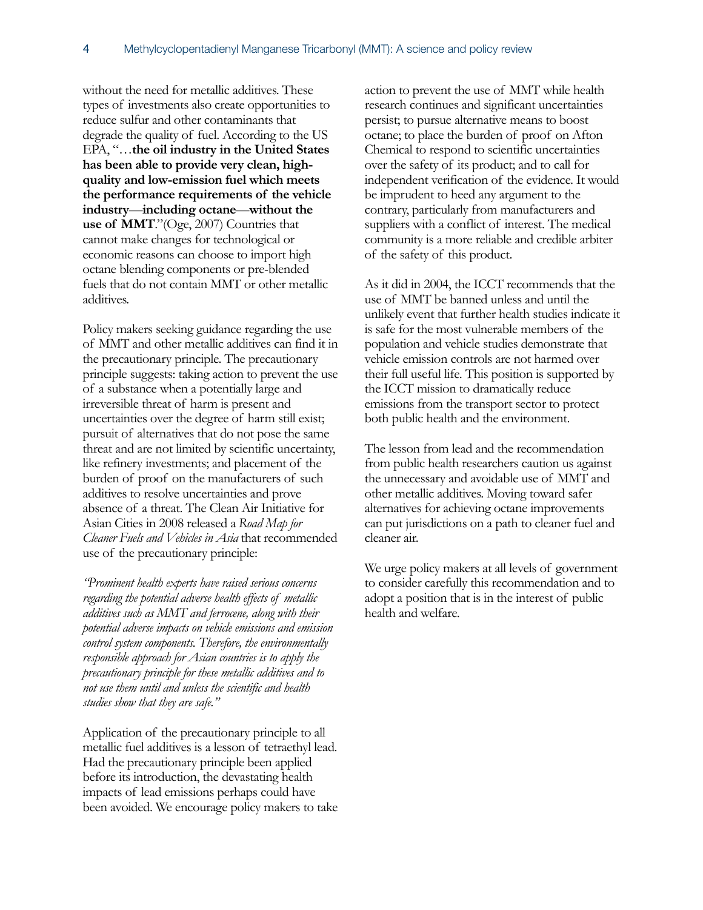without the need for metallic additives. These types of investments also create opportunities to reduce sulfur and other contaminants that degrade the quality of fuel. According to the US EPA, "…**the oil industry in the United States has been able to provide very clean, high-quality and low-emission fuel which meets the performance requirements of the vehicle industry—including octane—without the use of MMT**."(Oge, 2007) Countries that cannot make changes for technological or economic reasons can choose to import high octane blending components or pre-blended fuels that do not contain MMT or other metallic additives.

Policy makers seeking guidance regarding the use of MMT and other metallic additives can find it in the precautionary principle. The precautionary principle suggests: taking action to prevent the use of a substance when a potentially large and irreversible threat of harm is present and uncertainties over the degree of harm still exist; pursuit of alternatives that do not pose the same threat and are not limited by scientific uncertainty, like refinery investments; and placement of the burden of proof on the manufacturers of such additives to resolve uncertainties and prove absence of a threat. The Clean Air Initiative for Asian Cities in 2008 released a *Road Map for Cleaner Fuels and Vehicles in Asia* that recommended use of the precautionary principle:

*"Prominent health experts have raised serious concerns regarding the potential adverse health effects of metallic additives such as MMT and ferrocene, along with their potential adverse impacts on vehicle emissions and emission control system components. Therefore, the environmentally responsible approach for Asian countries is to apply the precautionary principle for these metallic additives and to not use them until and unless the scientific and health studies show that they are safe."*

Application of the precautionary principle to all metallic fuel additives is a lesson of tetraethyl lead. Had the precautionary principle been applied before its introduction, the devastating health impacts of lead emissions perhaps could have been avoided. We encourage policy makers to take action to prevent the use of MMT while health research continues and significant uncertainties persist; to pursue alternative means to boost octane; to place the burden of proof on Afton Chemical to respond to scientific uncertainties over the safety of its product; and to call for independent verification of the evidence. It would be imprudent to heed any argument to the contrary, particularly from manufacturers and suppliers with a conflict of interest. The medical community is a more reliable and credible arbiter of the safety of this product.

As it did in 2004, the ICCT recommends that the use of MMT be banned unless and until the unlikely event that further health studies indicate it is safe for the most vulnerable members of the population and vehicle studies demonstrate that vehicle emission controls are not harmed over their full useful life. This position is supported by the ICCT mission to dramatically reduce emissions from the transport sector to protect both public health and the environment.

The lesson from lead and the recommendation from public health researchers caution us against the unnecessary and avoidable use of MMT and other metallic additives. Moving toward safer alternatives for achieving octane improvements can put jurisdictions on a path to cleaner fuel and cleaner air.

We urge policy makers at all levels of government to consider carefully this recommendation and to adopt a position that is in the interest of public health and welfare.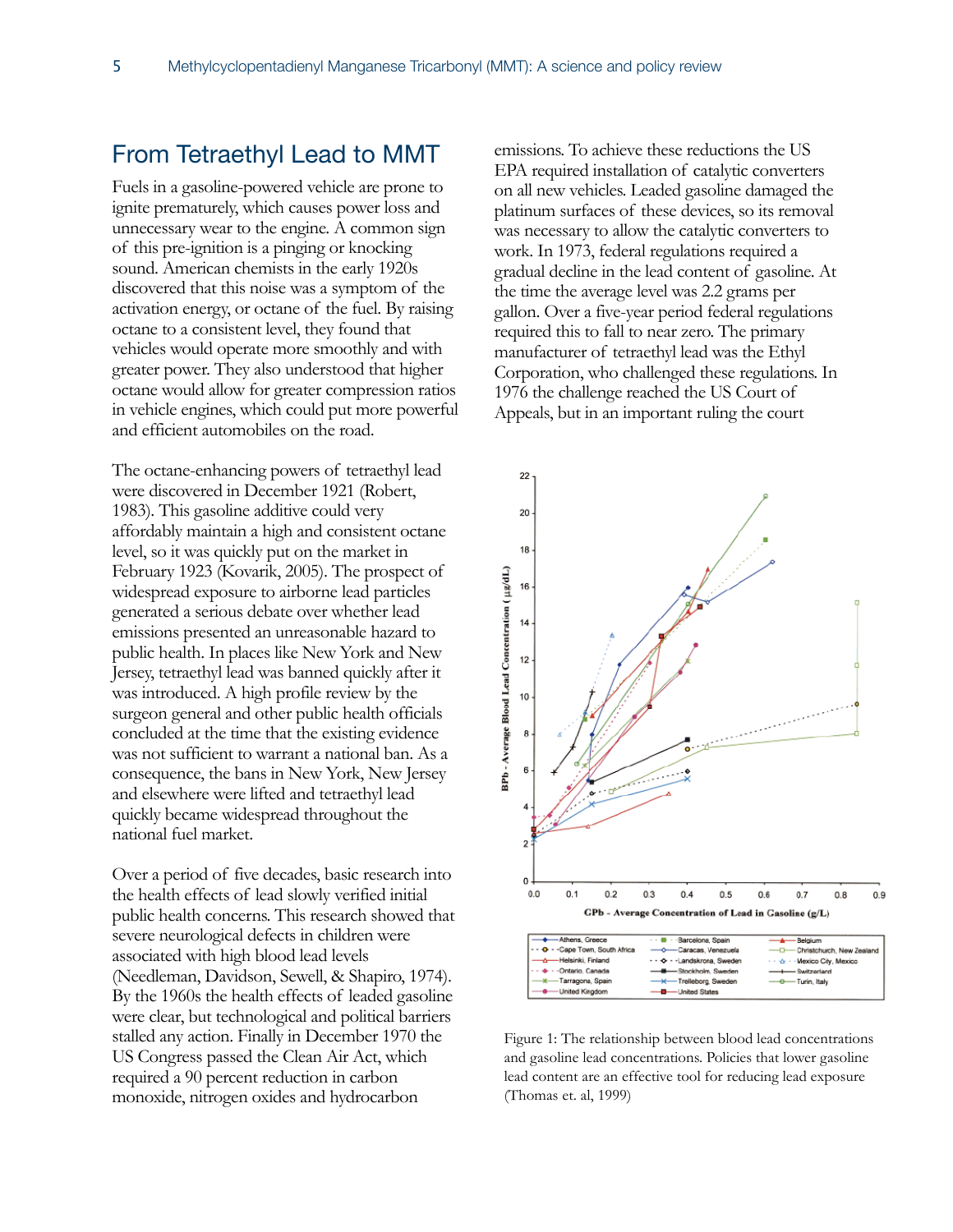## From Tetraethyl Lead to MMT

Fuels in a gasoline-powered vehicle are prone to ignite prematurely, which causes power loss and unnecessary wear to the engine. A common sign of this pre-ignition is a pinging or knocking sound. American chemists in the early 1920s discovered that this noise was a symptom of the activation energy, or octane of the fuel. By raising octane to a consistent level, they found that vehicles would operate more smoothly and with greater power. They also understood that higher octane would allow for greater compression ratios in vehicle engines, which could put more powerful and efficient automobiles on the road.

The octane-enhancing powers of tetraethyl lead were discovered in December 1921 (Robert, 1983). This gasoline additive could very affordably maintain a high and consistent octane level, so it was quickly put on the market in February 1923 (Kovarik, 2005). The prospect of widespread exposure to airborne lead particles generated a serious debate over whether lead emissions presented an unreasonable hazard to public health. In places like New York and New Jersey, tetraethyl lead was banned quickly after it was introduced. A high profile review by the surgeon general and other public health officials concluded at the time that the existing evidence was not sufficient to warrant a national ban. As a consequence, the bans in New York, New Jersey and elsewhere were lifted and tetraethyl lead quickly became widespread throughout the national fuel market.

Over a period of five decades, basic research into the health effects of lead slowly verified initial public health concerns. This research showed that severe neurological defects in children were associated with high blood lead levels (Needleman, Davidson, Sewell, & Shapiro, 1974). By the 1960s the health effects of leaded gasoline were clear, but technological and political barriers stalled any action. Finally in December 1970 the US Congress passed the Clean Air Act, which required a 90 percent reduction in carbon monoxide, nitrogen oxides and hydrocarbon emissions. To achieve these reductions the US EPA required installation of catalytic converters on all new vehicles. Leaded gasoline damaged the platinum surfaces of these devices, so its removal was necessary to allow the catalytic converters to work. In 1973, federal regulations required a gradual decline in the lead content of gasoline. At the time the average level was 2.2 grams per gallon. Over a five-year period federal regulations required this to fall to near zero. The primary manufacturer of tetraethyl lead was the Ethyl Corporation, who challenged these regulations. In 1976 the challenge reached the US Court of Appeals, but in an important ruling the court

Figure 1: The relationship between blood lead concentrations and gasoline lead concentrations. Policies that lower gasoline lead content are an effective tool for reducing lead exposure (Thomas et. al, 1999)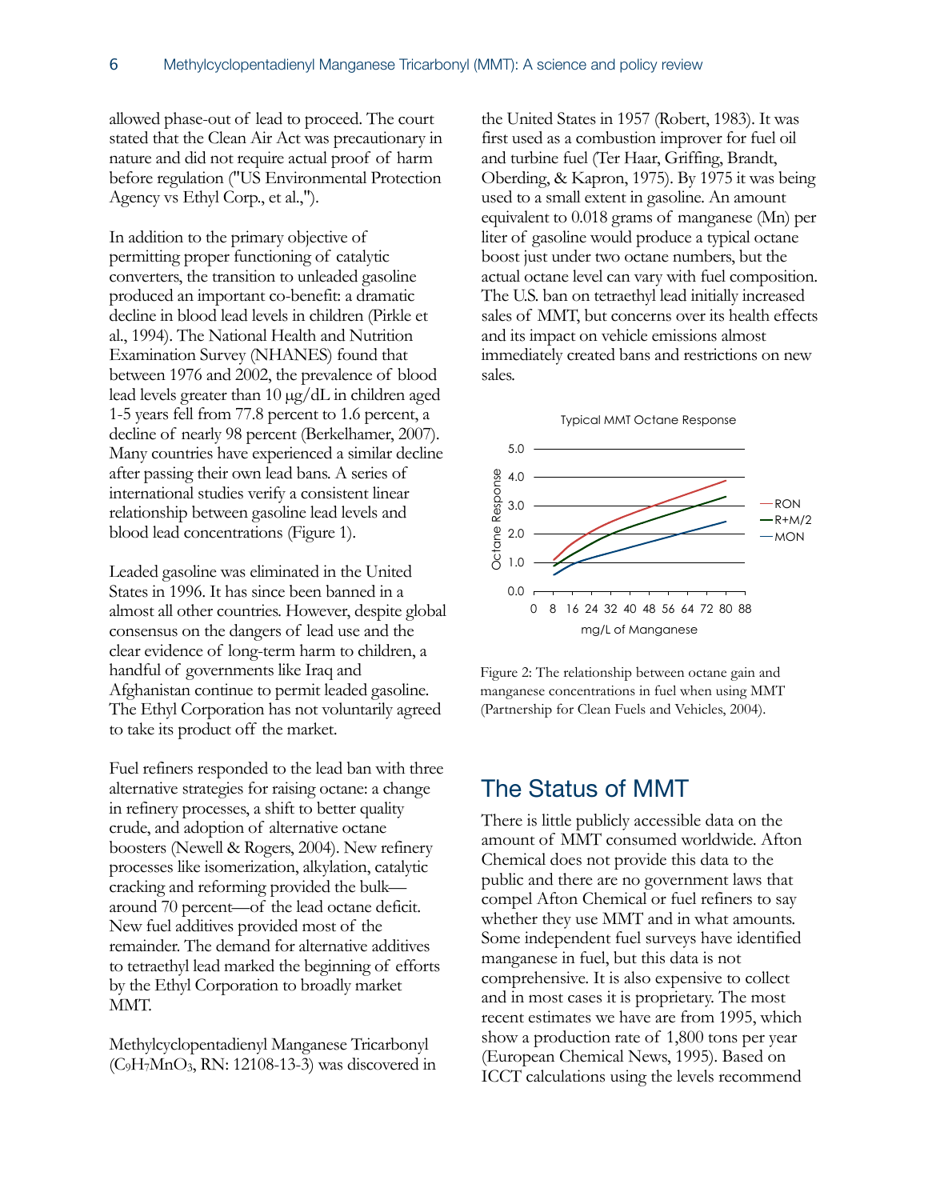allowed phase-out of lead to proceed. The court stated that the Clean Air Act was precautionary in nature and did not require actual proof of harm before regulation ("US Environmental Protection Agency vs Ethyl Corp., et al.,").

In addition to the primary objective of permitting proper functioning of catalytic converters, the transition to unleaded gasoline produced an important co-benefit: a dramatic decline in blood lead levels in children (Pirkle et al., 1994). The National Health and Nutrition Examination Survey (NHANES) found that between 1976 and 2002, the prevalence of blood lead levels greater than 10 μg/dL in children aged 1-5 years fell from 77.8 percent to 1.6 percent, a decline of nearly 98 percent (Berkelhamer, 2007). Many countries have experienced a similar decline after passing their own lead bans. A series of international studies verify a consistent linear relationship between gasoline lead levels and blood lead concentrations (Figure 1).

Leaded gasoline was eliminated in the United States in 1996. It has since been banned in a almost all other countries. However, despite global consensus on the dangers of lead use and the clear evidence of long-term harm to children, a handful of governments like Iraq and Afghanistan continue to permit leaded gasoline. The Ethyl Corporation has not voluntarily agreed to take its product off the market.

Fuel refiners responded to the lead ban with three alternative strategies for raising octane: a change in refinery processes, a shift to better quality crude, and adoption of alternative octane boosters (Newell & Rogers, 2004). New refinery processes like isomerization, alkylation, catalytic cracking and reforming provided the bulk—around 70 percent—of the lead octane deficit. New fuel additives provided most of the remainder. The demand for alternative additives to tetraethyl lead marked the beginning of efforts by the Ethyl Corporation to broadly market MMT.

Methylcyclopentadienyl Manganese Tricarbonyl ($C_9H_7MnO_3$, RN: 12108-13-3) was discovered in the United States in 1957 (Robert, 1983). It was first used as a combustion improver for fuel oil and turbine fuel (Ter Haar, Griffing, Brandt, Oberding, & Kapron, 1975). By 1975 it was being used to a small extent in gasoline. An amount equivalent to 0.018 grams of manganese (Mn) per liter of gasoline would produce a typical octane boost just under two octane numbers, but the actual octane level can vary with fuel composition. The U.S. ban on tetraethyl lead initially increased sales of MMT, but concerns over its health effects and its impact on vehicle emissions almost immediately created bans and restrictions on new sales.

Figure 2: The relationship between octane gain and manganese concentrations in fuel when using MMT (Partnership for Clean Fuels and Vehicles, 2004).

## The Status of MMT

There is little publicly accessible data on the amount of MMT consumed worldwide. Afton Chemical does not provide this data to the public and there are no government laws that compel Afton Chemical or fuel refiners to say whether they use MMT and in what amounts. Some independent fuel surveys have identified manganese in fuel, but this data is not comprehensive. It is also expensive to collect and in most cases it is proprietary. The most recent estimates we have are from 1995, which show a production rate of 1,800 tons per year (European Chemical News, 1995). Based on ICCT calculations using the levels recommend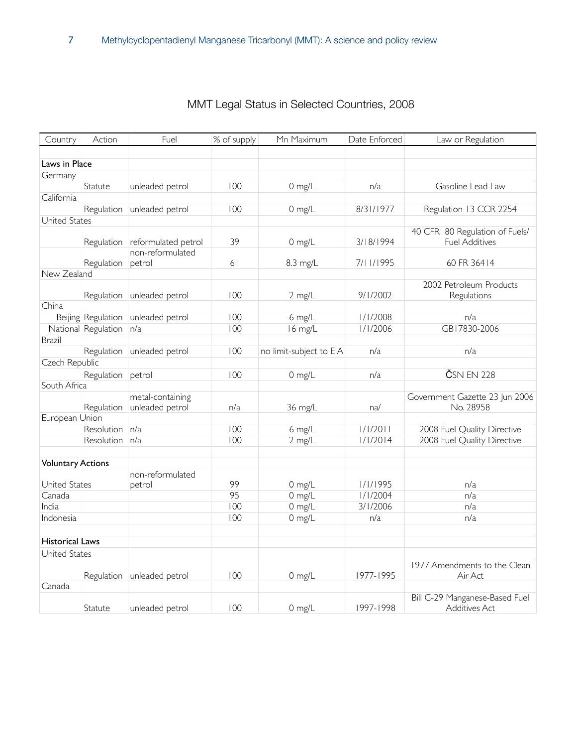## MMT Legal Status in Selected Countries, 2008

| Country | Action | Fuel | % of supply | Mn Maximum | Date Enforced | Law or Regulation |
|---|---|---|---|---|---|---|
| **Laws in Place** | | | | | | |
| Germany | | | | | | |
| | Statute | unleaded petrol | 100 | 0 mg/L | n/a | Gasoline Lead Law |
| California | | | | | | |
| | Regulation | unleaded petrol | 100 | 0 mg/L | 8/31/1977 | Regulation 13 CCR 2254 |
| United States | | | | | | |
| | Regulation | reformulated petrol | 39 | 0 mg/L | 3/18/1994 | 40 CFR 80 Regulation of Fuels/ Fuel Additives |
| | Regulation | non-reformulated petrol | 61 | 8.3 mg/L | 7/11/1995 | 60 FR 36414 |
| New Zealand | | | | | | |
| | Regulation | unleaded petrol | 100 | 2 mg/L | 9/1/2002 | 2002 Petroleum Products Regulations |
| China | | | | | | |
| Beijing | Regulation | unleaded petrol | 100 | 6 mg/L | 1/1/2008 | n/a |
| National | Regulation | n/a | 100 | 16 mg/L | 1/1/2006 | GB17830-2006 |
| Brazil | | | | | | |
| | Regulation | unleaded petrol | 100 | no limit-subject to EIA | n/a | n/a |
| Czech Republic | | | | | | |
| | Regulation | petrol | 100 | 0 mg/L | n/a | ČSN EN 228 |
| South Africa | | | | | | |
| | Regulation | metal-containing unleaded petrol | n/a | 36 mg/L | na/ | Government Gazette 23 Jun 2006 No. 28958 |
| European Union | | | | | | |
| | Resolution | n/a | 100 | 6 mg/L | 1/1/2011 | 2008 Fuel Quality Directive |
| | Resolution | n/a | 100 | 2 mg/L | 1/1/2014 | 2008 Fuel Quality Directive |
| **Voluntary Actions** | | | | | | |
| United States | | non-reformulated petrol | 99 | 0 mg/L | 1/1/1995 | n/a |
| Canada | | | 95 | 0 mg/L | 1/1/2004 | n/a |
| India | | | 100 | 0 mg/L | 3/1/2006 | n/a |
| Indonesia | | | 100 | 0 mg/L | n/a | n/a |
| **Historical Laws** | | | | | | |
| United States | | | | | | |
| | Regulation | unleaded petrol | 100 | 0 mg/L | 1977-1995 | 1977 Amendments to the Clean Air Act |
| Canada | | | | | | |
| | Statute | unleaded petrol | 100 | 0 mg/L | 1997-1998 | Bill C-29 Manganese-Based Fuel Additives Act |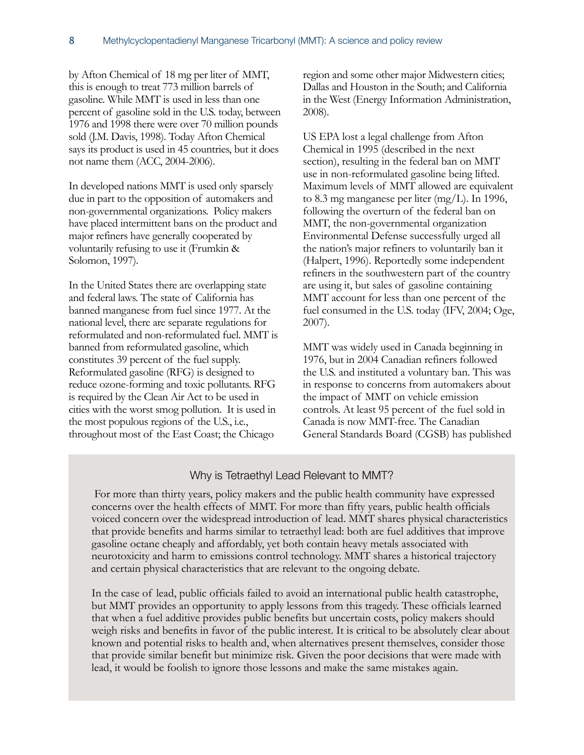by Afton Chemical of 18 mg per liter of MMT, this is enough to treat 773 million barrels of gasoline. While MMT is used in less than one percent of gasoline sold in the U.S. today, between 1976 and 1998 there were over 70 million pounds sold (J.M. Davis, 1998). Today Afton Chemical says its product is used in 45 countries, but it does not name them (ACC, 2004-2006).

In developed nations MMT is used only sparsely due in part to the opposition of automakers and non-governmental organizations. Policy makers have placed intermittent bans on the product and major refiners have generally cooperated by voluntarily refusing to use it (Frumkin & Solomon, 1997).

In the United States there are overlapping state and federal laws. The state of California has banned manganese from fuel since 1977. At the national level, there are separate regulations for reformulated and non-reformulated fuel. MMT is banned from reformulated gasoline, which constitutes 39 percent of the fuel supply. Reformulated gasoline (RFG) is designed to reduce ozone-forming and toxic pollutants. RFG is required by the Clean Air Act to be used in cities with the worst smog pollution. It is used in the most populous regions of the U.S., i.e., throughout most of the East Coast; the Chicago region and some other major Midwestern cities; Dallas and Houston in the South; and California in the West (Energy Information Administration, 2008).

US EPA lost a legal challenge from Afton Chemical in 1995 (described in the next section), resulting in the federal ban on MMT use in non-reformulated gasoline being lifted. Maximum levels of MMT allowed are equivalent to 8.3 mg manganese per liter (mg/L). In 1996, following the overturn of the federal ban on MMT, the non-governmental organization Environmental Defense successfully urged all the nation's major refiners to voluntarily ban it (Halpert, 1996). Reportedly some independent refiners in the southwestern part of the country are using it, but sales of gasoline containing MMT account for less than one percent of the fuel consumed in the U.S. today (IFV, 2004; Oge, 2007).

MMT was widely used in Canada beginning in 1976, but in 2004 Canadian refiners followed the U.S. and instituted a voluntary ban. This was in response to concerns from automakers about the impact of MMT on vehicle emission controls. At least 95 percent of the fuel sold in Canada is now MMT-free. The Canadian General Standards Board (CGSB) has published

### Why is Tetraethyl Lead Relevant to MMT?

For more than thirty years, policy makers and the public health community have expressed concerns over the health effects of MMT. For more than fifty years, public health officials voiced concern over the widespread introduction of lead. MMT shares physical characteristics that provide benefits and harms similar to tetraethyl lead: both are fuel additives that improve gasoline octane cheaply and affordably, yet both contain heavy metals associated with neurotoxicity and harm to emissions control technology. MMT shares a historical trajectory and certain physical characteristics that are relevant to the ongoing debate.

In the case of lead, public officials failed to avoid an international public health catastrophe, but MMT provides an opportunity to apply lessons from this tragedy. These officials learned that when a fuel additive provides public benefits but uncertain costs, policy makers should weigh risks and benefits in favor of the public interest. It is critical to be absolutely clear about known and potential risks to health and, when alternatives present themselves, consider those that provide similar benefit but minimize risk. Given the poor decisions that were made with lead, it would be foolish to ignore those lessons and make the same mistakes again.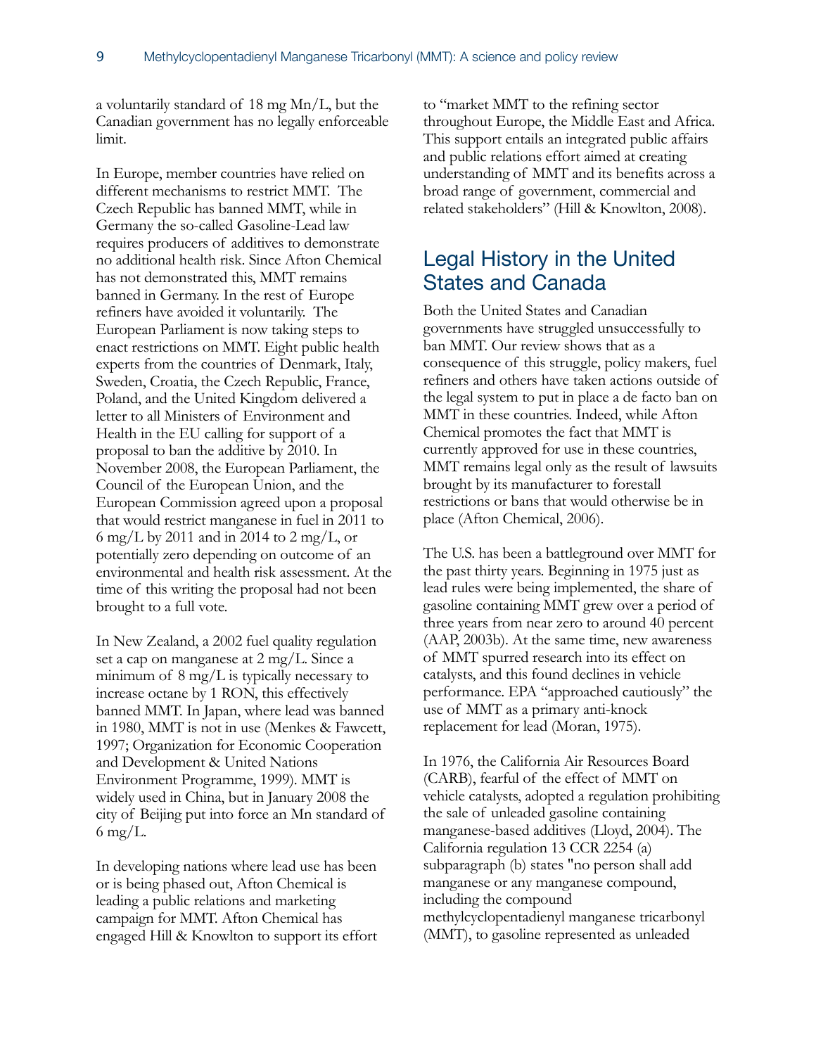a voluntarily standard of 18 mg Mn/L, but the Canadian government has no legally enforceable limit.

In Europe, member countries have relied on different mechanisms to restrict MMT. The Czech Republic has banned MMT, while in Germany the so-called Gasoline-Lead law requires producers of additives to demonstrate no additional health risk. Since Afton Chemical has not demonstrated this, MMT remains banned in Germany. In the rest of Europe refiners have avoided it voluntarily. The European Parliament is now taking steps to enact restrictions on MMT. Eight public health experts from the countries of Denmark, Italy, Sweden, Croatia, the Czech Republic, France, Poland, and the United Kingdom delivered a letter to all Ministers of Environment and Health in the EU calling for support of a proposal to ban the additive by 2010. In November 2008, the European Parliament, the Council of the European Union, and the European Commission agreed upon a proposal that would restrict manganese in fuel in 2011 to 6 mg/L by 2011 and in 2014 to 2 mg/L, or potentially zero depending on outcome of an environmental and health risk assessment. At the time of this writing the proposal had not been brought to a full vote.

In New Zealand, a 2002 fuel quality regulation set a cap on manganese at 2 mg/L. Since a minimum of 8 mg/L is typically necessary to increase octane by 1 RON, this effectively banned MMT. In Japan, where lead was banned in 1980, MMT is not in use (Menkes & Fawcett, 1997; Organization for Economic Cooperation and Development & United Nations Environment Programme, 1999). MMT is widely used in China, but in January 2008 the city of Beijing put into force an Mn standard of 6 mg/L.

In developing nations where lead use has been or is being phased out, Afton Chemical is leading a public relations and marketing campaign for MMT. Afton Chemical has engaged Hill & Knowlton to support its effort to "market MMT to the refining sector throughout Europe, the Middle East and Africa. This support entails an integrated public affairs and public relations effort aimed at creating understanding of MMT and its benefits across a broad range of government, commercial and related stakeholders" (Hill & Knowlton, 2008).

## Legal History in the United States and Canada

Both the United States and Canadian governments have struggled unsuccessfully to ban MMT. Our review shows that as a consequence of this struggle, policy makers, fuel refiners and others have taken actions outside of the legal system to put in place a de facto ban on MMT in these countries. Indeed, while Afton Chemical promotes the fact that MMT is currently approved for use in these countries, MMT remains legal only as the result of lawsuits brought by its manufacturer to forestall restrictions or bans that would otherwise be in place (Afton Chemical, 2006).

The U.S. has been a battleground over MMT for the past thirty years. Beginning in 1975 just as lead rules were being implemented, the share of gasoline containing MMT grew over a period of three years from near zero to around 40 percent (AAP, 2003b). At the same time, new awareness of MMT spurred research into its effect on catalysts, and this found declines in vehicle performance. EPA "approached cautiously" the use of MMT as a primary anti-knock replacement for lead (Moran, 1975).

In 1976, the California Air Resources Board (CARB), fearful of the effect of MMT on vehicle catalysts, adopted a regulation prohibiting the sale of unleaded gasoline containing manganese-based additives (Lloyd, 2004). The California regulation 13 CCR 2254 (a) subparagraph (b) states "no person shall add manganese or any manganese compound, including the compound methylcyclopentadienyl manganese tricarbonyl (MMT), to gasoline represented as unleaded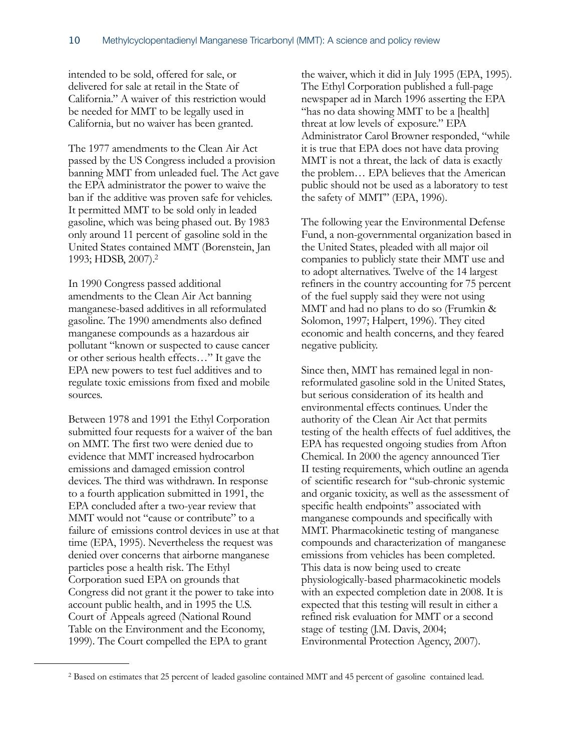intended to be sold, offered for sale, or delivered for sale at retail in the State of California." A waiver of this restriction would be needed for MMT to be legally used in California, but no waiver has been granted.

The 1977 amendments to the Clean Air Act passed by the US Congress included a provision banning MMT from unleaded fuel. The Act gave the EPA administrator the power to waive the ban if the additive was proven safe for vehicles. It permitted MMT to be sold only in leaded gasoline, which was being phased out. By 1983 only around 11 percent of gasoline sold in the United States contained MMT (Borenstein, Jan 1993; HDSB, 2007).[2]

In 1990 Congress passed additional amendments to the Clean Air Act banning manganese-based additives in all reformulated gasoline. The 1990 amendments also defined manganese compounds as a hazardous air pollutant "known or suspected to cause cancer or other serious health effects…" It gave the EPA new powers to test fuel additives and to regulate toxic emissions from fixed and mobile sources.

Between 1978 and 1991 the Ethyl Corporation submitted four requests for a waiver of the ban on MMT. The first two were denied due to evidence that MMT increased hydrocarbon emissions and damaged emission control devices. The third was withdrawn. In response to a fourth application submitted in 1991, the EPA concluded after a two-year review that MMT would not "cause or contribute" to a failure of emissions control devices in use at that time (EPA, 1995). Nevertheless the request was denied over concerns that airborne manganese particles pose a health risk. The Ethyl Corporation sued EPA on grounds that Congress did not grant it the power to take into account public health, and in 1995 the U.S. Court of Appeals agreed (National Round Table on the Environment and the Economy, 1999). The Court compelled the EPA to grant the waiver, which it did in July 1995 (EPA, 1995). The Ethyl Corporation published a full-page newspaper ad in March 1996 asserting the EPA "has no data showing MMT to be a [health] threat at low levels of exposure." EPA Administrator Carol Browner responded, "while it is true that EPA does not have data proving MMT is not a threat, the lack of data is exactly the problem… EPA believes that the American public should not be used as a laboratory to test the safety of MMT" (EPA, 1996).

The following year the Environmental Defense Fund, a non-governmental organization based in the United States, pleaded with all major oil companies to publicly state their MMT use and to adopt alternatives. Twelve of the 14 largest refiners in the country accounting for 75 percent of the fuel supply said they were not using MMT and had no plans to do so (Frumkin & Solomon, 1997; Halpert, 1996). They cited economic and health concerns, and they feared negative publicity.

Since then, MMT has remained legal in non-reformulated gasoline sold in the United States, but serious consideration of its health and environmental effects continues. Under the authority of the Clean Air Act that permits testing of the health effects of fuel additives, the EPA has requested ongoing studies from Afton Chemical. In 2000 the agency announced Tier II testing requirements, which outline an agenda of scientific research for "sub-chronic systemic and organic toxicity, as well as the assessment of specific health endpoints" associated with manganese compounds and specifically with MMT. Pharmacokinetic testing of manganese compounds and characterization of manganese emissions from vehicles has been completed. This data is now being used to create physiologically-based pharmacokinetic models with an expected completion date in 2008. It is expected that this testing will result in either a refined risk evaluation for MMT or a second stage of testing (J.M. Davis, 2004; Environmental Protection Agency, 2007).

[2] Based on estimates that 25 percent of leaded gasoline contained MMT and 45 percent of gasoline contained lead.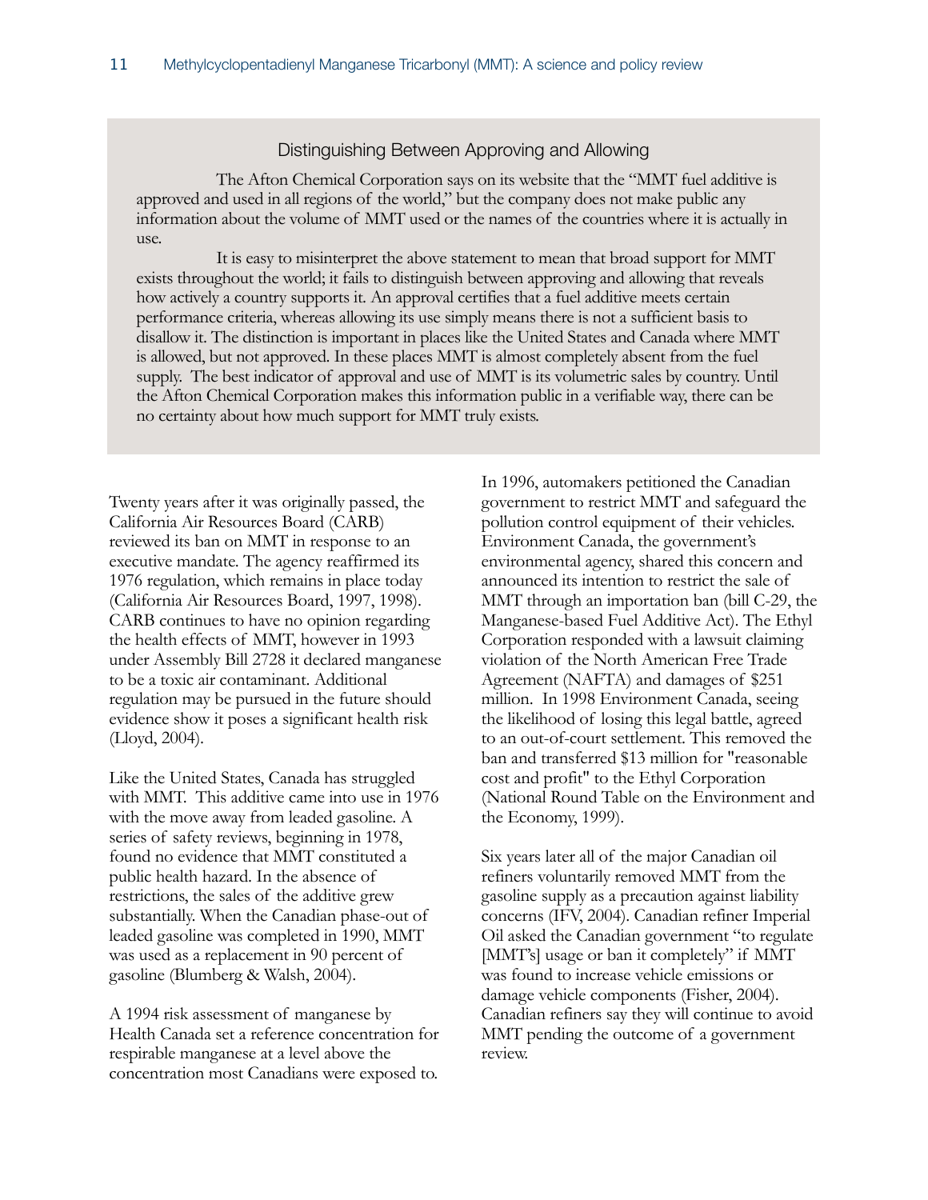### Distinguishing Between Approving and Allowing

The Afton Chemical Corporation says on its website that the "MMT fuel additive is approved and used in all regions of the world," but the company does not make public any information about the volume of MMT used or the names of the countries where it is actually in use.

It is easy to misinterpret the above statement to mean that broad support for MMT exists throughout the world; it fails to distinguish between approving and allowing that reveals how actively a country supports it. An approval certifies that a fuel additive meets certain performance criteria, whereas allowing its use simply means there is not a sufficient basis to disallow it. The distinction is important in places like the United States and Canada where MMT is allowed, but not approved. In these places MMT is almost completely absent from the fuel supply. The best indicator of approval and use of MMT is its volumetric sales by country. Until the Afton Chemical Corporation makes this information public in a verifiable way, there can be no certainty about how much support for MMT truly exists.

Twenty years after it was originally passed, the California Air Resources Board (CARB) reviewed its ban on MMT in response to an executive mandate. The agency reaffirmed its 1976 regulation, which remains in place today (California Air Resources Board, 1997, 1998). CARB continues to have no opinion regarding the health effects of MMT, however in 1993 under Assembly Bill 2728 it declared manganese to be a toxic air contaminant. Additional regulation may be pursued in the future should evidence show it poses a significant health risk (Lloyd, 2004).

Like the United States, Canada has struggled with MMT. This additive came into use in 1976 with the move away from leaded gasoline. A series of safety reviews, beginning in 1978, found no evidence that MMT constituted a public health hazard. In the absence of restrictions, the sales of the additive grew substantially. When the Canadian phase-out of leaded gasoline was completed in 1990, MMT was used as a replacement in 90 percent of gasoline (Blumberg & Walsh, 2004).

A 1994 risk assessment of manganese by Health Canada set a reference concentration for respirable manganese at a level above the concentration most Canadians were exposed to. In 1996, automakers petitioned the Canadian government to restrict MMT and safeguard the pollution control equipment of their vehicles. Environment Canada, the government's environmental agency, shared this concern and announced its intention to restrict the sale of MMT through an importation ban (bill C-29, the Manganese-based Fuel Additive Act). The Ethyl Corporation responded with a lawsuit claiming violation of the North American Free Trade Agreement (NAFTA) and damages of $251 million. In 1998 Environment Canada, seeing the likelihood of losing this legal battle, agreed to an out-of-court settlement. This removed the ban and transferred $13 million for "reasonable cost and profit" to the Ethyl Corporation (National Round Table on the Environment and the Economy, 1999).

Six years later all of the major Canadian oil refiners voluntarily removed MMT from the gasoline supply as a precaution against liability concerns (IFV, 2004). Canadian refiner Imperial Oil asked the Canadian government "to regulate [MMT's] usage or ban it completely" if MMT was found to increase vehicle emissions or damage vehicle components (Fisher, 2004). Canadian refiners say they will continue to avoid MMT pending the outcome of a government review.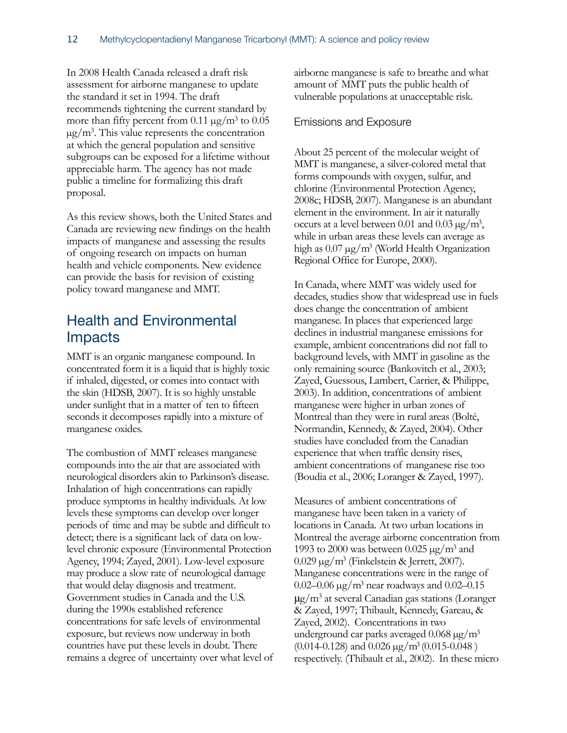In 2008 Health Canada released a draft risk assessment for airborne manganese to update the standard it set in 1994. The draft recommends tightening the current standard by more than fifty percent from 0.11 $\mu g/m^3$ to 0.05 $\mu g/m^3$. This value represents the concentration at which the general population and sensitive subgroups can be exposed for a lifetime without appreciable harm. The agency has not made public a timeline for formalizing this draft proposal.

As this review shows, both the United States and Canada are reviewing new findings on the health impacts of manganese and assessing the results of ongoing research on impacts on human health and vehicle components. New evidence can provide the basis for revision of existing policy toward manganese and MMT.

## Health and Environmental Impacts

MMT is an organic manganese compound. In concentrated form it is a liquid that is highly toxic if inhaled, digested, or comes into contact with the skin (HDSB, 2007). It is so highly unstable under sunlight that in a matter of ten to fifteen seconds it decomposes rapidly into a mixture of manganese oxides.

The combustion of MMT releases manganese compounds into the air that are associated with neurological disorders akin to Parkinson's disease. Inhalation of high concentrations can rapidly produce symptoms in healthy individuals. At low levels these symptoms can develop over longer periods of time and may be subtle and difficult to detect; there is a significant lack of data on low-level chronic exposure (Environmental Protection Agency, 1994; Zayed, 2001). Low-level exposure may produce a slow rate of neurological damage that would delay diagnosis and treatment. Government studies in Canada and the U.S. during the 1990s established reference concentrations for safe levels of environmental exposure, but reviews now underway in both countries have put these levels in doubt. There remains a degree of uncertainty over what level of airborne manganese is safe to breathe and what amount of MMT puts the public health of vulnerable populations at unacceptable risk.

### Emissions and Exposure

About 25 percent of the molecular weight of MMT is manganese, a silver-colored metal that forms compounds with oxygen, sulfur, and chlorine (Environmental Protection Agency, 2008c; HDSB, 2007). Manganese is an abundant element in the environment. In air it naturally occurs at a level between 0.01 and 0.03 $\mu g/m^3$, while in urban areas these levels can average as high as 0.07 $\mu g/m^3$ (World Health Organization Regional Office for Europe, 2000).

In Canada, where MMT was widely used for decades, studies show that widespread use in fuels does change the concentration of ambient manganese. In places that experienced large declines in industrial manganese emissions for example, ambient concentrations did not fall to background levels, with MMT in gasoline as the only remaining source (Bankovitch et al., 2003; Zayed, Guessous, Lambert, Carrier, & Philippe, 2003). In addition, concentrations of ambient manganese were higher in urban zones of Montreal than they were in rural areas (Bolté, Normandin, Kennedy, & Zayed, 2004). Other studies have concluded from the Canadian experience that when traffic density rises, ambient concentrations of manganese rise too (Boudia et al., 2006; Loranger & Zayed, 1997).

Measures of ambient concentrations of manganese have been taken in a variety of locations in Canada. At two urban locations in Montreal the average airborne concentration from 1993 to 2000 was between 0.025 $\mu g/m^3$ and 0.029 $\mu g/m^3$ (Finkelstein & Jerrett, 2007). Manganese concentrations were in the range of 0.02–0.06 $\mu g/m^3$ near roadways and 0.02–0.15 $\mu g/m^3$ at several Canadian gas stations (Loranger & Zayed, 1997; Thibault, Kennedy, Gareau, & Zayed, 2002). Concentrations in two underground car parks averaged 0.068 $\mu g/m^3$ (0.014-0.128) and 0.026 $\mu g/m^3$ (0.015-0.048 ) respectively. (Thibault et al., 2002). In these micro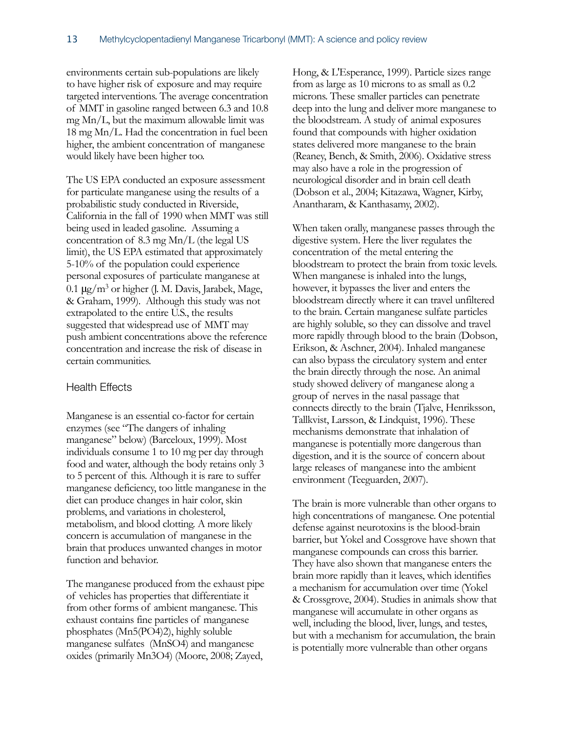environments certain sub-populations are likely to have higher risk of exposure and may require targeted interventions. The average concentration of MMT in gasoline ranged between 6.3 and 10.8 mg Mn/L, but the maximum allowable limit was 18 mg Mn/L. Had the concentration in fuel been higher, the ambient concentration of manganese would likely have been higher too.

The US EPA conducted an exposure assessment for particulate manganese using the results of a probabilistic study conducted in Riverside, California in the fall of 1990 when MMT was still being used in leaded gasoline. Assuming a concentration of 8.3 mg Mn/L (the legal US limit), the US EPA estimated that approximately 5-10% of the population could experience personal exposures of particulate manganese at 0.1 $\mu g/m^3$ or higher (J. M. Davis, Jarabek, Mage, & Graham, 1999). Although this study was not extrapolated to the entire U.S., the results suggested that widespread use of MMT may push ambient concentrations above the reference concentration and increase the risk of disease in certain communities.

## Health Effects

Manganese is an essential co-factor for certain enzymes (see "The dangers of inhaling manganese" below) (Barceloux, 1999). Most individuals consume 1 to 10 mg per day through food and water, although the body retains only 3 to 5 percent of this. Although it is rare to suffer manganese deficiency, too little manganese in the diet can produce changes in hair color, skin problems, and variations in cholesterol, metabolism, and blood clotting. A more likely concern is accumulation of manganese in the brain that produces unwanted changes in motor function and behavior.

The manganese produced from the exhaust pipe of vehicles has properties that differentiate it from other forms of ambient manganese. This exhaust contains fine particles of manganese phosphates ($Mn5(PO4)2$), highly soluble manganese sulfates ($MnSO4$) and manganese oxides (primarily $Mn3O4$) (Moore, 2008; Zayed, Hong, & L'Esperance, 1999). Particle sizes range from as large as 10 microns to as small as 0.2 microns. These smaller particles can penetrate deep into the lung and deliver more manganese to the bloodstream. A study of animal exposures found that compounds with higher oxidation states delivered more manganese to the brain (Reaney, Bench, & Smith, 2006). Oxidative stress may also have a role in the progression of neurological disorder and in brain cell death (Dobson et al., 2004; Kitazawa, Wagner, Kirby, Anantharam, & Kanthasamy, 2002).

When taken orally, manganese passes through the digestive system. Here the liver regulates the concentration of the metal entering the bloodstream to protect the brain from toxic levels. When manganese is inhaled into the lungs, however, it bypasses the liver and enters the bloodstream directly where it can travel unfiltered to the brain. Certain manganese sulfate particles are highly soluble, so they can dissolve and travel more rapidly through blood to the brain (Dobson, Erikson, & Aschner, 2004). Inhaled manganese can also bypass the circulatory system and enter the brain directly through the nose. An animal study showed delivery of manganese along a group of nerves in the nasal passage that connects directly to the brain (Tjalve, Henriksson, Tallkvist, Larsson, & Lindquist, 1996). These mechanisms demonstrate that inhalation of manganese is potentially more dangerous than digestion, and it is the source of concern about large releases of manganese into the ambient environment (Teeguarden, 2007).

The brain is more vulnerable than other organs to high concentrations of manganese. One potential defense against neurotoxins is the blood-brain barrier, but Yokel and Cossgrove have shown that manganese compounds can cross this barrier. They have also shown that manganese enters the brain more rapidly than it leaves, which identifies a mechanism for accumulation over time (Yokel & Crossgrove, 2004). Studies in animals show that manganese will accumulate in other organs as well, including the blood, liver, lungs, and testes, but with a mechanism for accumulation, the brain is potentially more vulnerable than other organs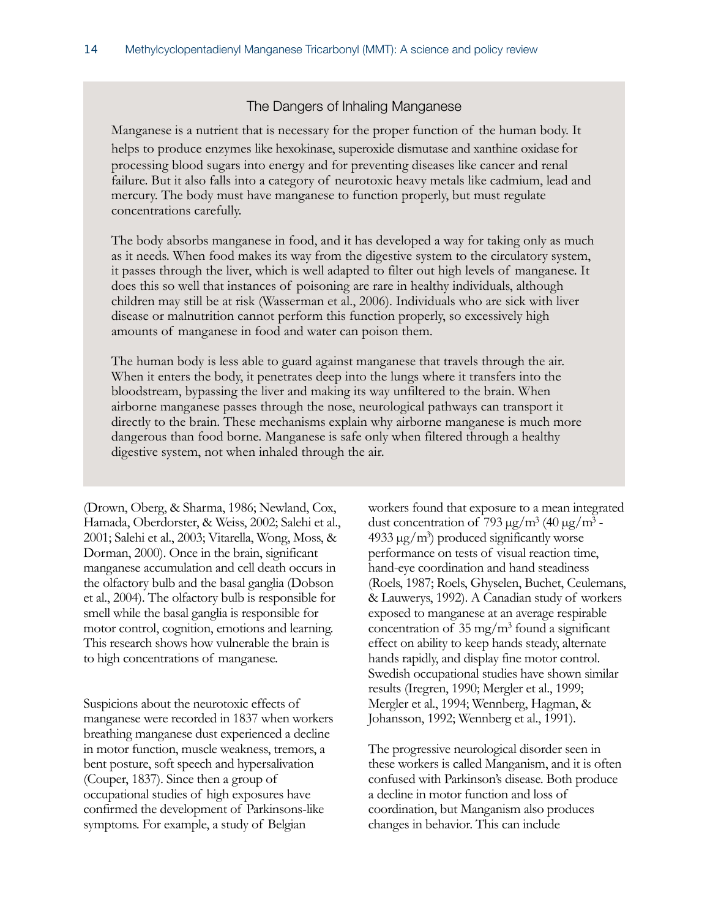### The Dangers of Inhaling Manganese

Manganese is a nutrient that is necessary for the proper function of the human body. It helps to produce enzymes like hexokinase, superoxide dismutase and xanthine oxidase for processing blood sugars into energy and for preventing diseases like cancer and renal failure. But it also falls into a category of neurotoxic heavy metals like cadmium, lead and mercury. The body must have manganese to function properly, but must regulate concentrations carefully.

The body absorbs manganese in food, and it has developed a way for taking only as much as it needs. When food makes its way from the digestive system to the circulatory system, it passes through the liver, which is well adapted to filter out high levels of manganese. It does this so well that instances of poisoning are rare in healthy individuals, although children may still be at risk (Wasserman et al., 2006). Individuals who are sick with liver disease or malnutrition cannot perform this function properly, so excessively high amounts of manganese in food and water can poison them.

The human body is less able to guard against manganese that travels through the air. When it enters the body, it penetrates deep into the lungs where it transfers into the bloodstream, bypassing the liver and making its way unfiltered to the brain. When airborne manganese passes through the nose, neurological pathways can transport it directly to the brain. These mechanisms explain why airborne manganese is much more dangerous than food borne. Manganese is safe only when filtered through a healthy digestive system, not when inhaled through the air.

(Drown, Oberg, & Sharma, 1986; Newland, Cox, Hamada, Oberdorster, & Weiss, 2002; Salehi et al., 2001; Salehi et al., 2003; Vitarella, Wong, Moss, & Dorman, 2000). Once in the brain, significant manganese accumulation and cell death occurs in the olfactory bulb and the basal ganglia (Dobson et al., 2004). The olfactory bulb is responsible for smell while the basal ganglia is responsible for motor control, cognition, emotions and learning. This research shows how vulnerable the brain is to high concentrations of manganese.

Suspicions about the neurotoxic effects of manganese were recorded in 1837 when workers breathing manganese dust experienced a decline in motor function, muscle weakness, tremors, a bent posture, soft speech and hypersalivation (Couper, 1837). Since then a group of occupational studies of high exposures have confirmed the development of Parkinsons-like symptoms. For example, a study of Belgian workers found that exposure to a mean integrated dust concentration of 793 $\mu g/m^3$ (40 $\mu g/m^3$ - 4933 $\mu g/m^3$) produced significantly worse performance on tests of visual reaction time, hand-eye coordination and hand steadiness (Roels, 1987; Roels, Ghyselen, Buchet, Ceulemans, & Lauwerys, 1992). A Canadian study of workers exposed to manganese at an average respirable concentration of 35 $mg/m^3$ found a significant effect on ability to keep hands steady, alternate hands rapidly, and display fine motor control. Swedish occupational studies have shown similar results (Iregren, 1990; Mergler et al., 1999; Mergler et al., 1994; Wennberg, Hagman, & Johansson, 1992; Wennberg et al., 1991).

The progressive neurological disorder seen in these workers is called Manganism, and it is often confused with Parkinson's disease. Both produce a decline in motor function and loss of coordination, but Manganism also produces changes in behavior. This can include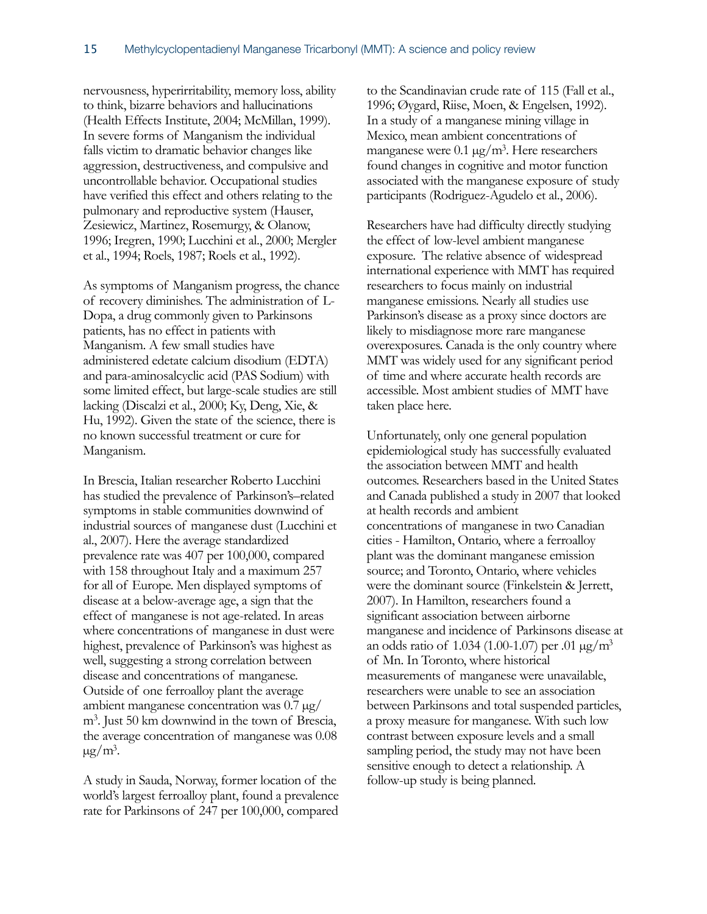nervousness, hyperirritability, memory loss, ability to think, bizarre behaviors and hallucinations (Health Effects Institute, 2004; McMillan, 1999). In severe forms of Manganism the individual falls victim to dramatic behavior changes like aggression, destructiveness, and compulsive and uncontrollable behavior. Occupational studies have verified this effect and others relating to the pulmonary and reproductive system (Hauser, Zesiewicz, Martinez, Rosemurgy, & Olanow, 1996; Iregren, 1990; Lucchini et al., 2000; Mergler et al., 1994; Roels, 1987; Roels et al., 1992).

As symptoms of Manganism progress, the chance of recovery diminishes. The administration of L-Dopa, a drug commonly given to Parkinsons patients, has no effect in patients with Manganism. A few small studies have administered edetate calcium disodium (EDTA) and para-aminosalcyclic acid (PAS Sodium) with some limited effect, but large-scale studies are still lacking (Discalzi et al., 2000; Ky, Deng, Xie, & Hu, 1992). Given the state of the science, there is no known successful treatment or cure for Manganism.

In Brescia, Italian researcher Roberto Lucchini has studied the prevalence of Parkinson's–related symptoms in stable communities downwind of industrial sources of manganese dust (Lucchini et al., 2007). Here the average standardized prevalence rate was 407 per 100,000, compared with 158 throughout Italy and a maximum 257 for all of Europe. Men displayed symptoms of disease at a below-average age, a sign that the effect of manganese is not age-related. In areas where concentrations of manganese in dust were highest, prevalence of Parkinson's was highest as well, suggesting a strong correlation between disease and concentrations of manganese. Outside of one ferroalloy plant the average ambient manganese concentration was 0.7 μg/m$^3$. Just 50 km downwind in the town of Brescia, the average concentration of manganese was 0.08 μg/m$^3$.

A study in Sauda, Norway, former location of the world's largest ferroalloy plant, found a prevalence rate for Parkinsons of 247 per 100,000, compared to the Scandinavian crude rate of 115 (Fall et al., 1996; Øygard, Riise, Moen, & Engelsen, 1992). In a study of a manganese mining village in Mexico, mean ambient concentrations of manganese were 0.1 μg/m$^3$. Here researchers found changes in cognitive and motor function associated with the manganese exposure of study participants (Rodriguez-Agudelo et al., 2006).

Researchers have had difficulty directly studying the effect of low-level ambient manganese exposure. The relative absence of widespread international experience with MMT has required researchers to focus mainly on industrial manganese emissions. Nearly all studies use Parkinson's disease as a proxy since doctors are likely to misdiagnose more rare manganese overexposures. Canada is the only country where MMT was widely used for any significant period of time and where accurate health records are accessible. Most ambient studies of MMT have taken place here.

Unfortunately, only one general population epidemiological study has successfully evaluated the association between MMT and health outcomes. Researchers based in the United States and Canada published a study in 2007 that looked at health records and ambient concentrations of manganese in two Canadian cities - Hamilton, Ontario, where a ferroalloy plant was the dominant manganese emission source; and Toronto, Ontario, where vehicles were the dominant source (Finkelstein & Jerrett, 2007). In Hamilton, researchers found a significant association between airborne manganese and incidence of Parkinsons disease at an odds ratio of 1.034 (1.00-1.07) per .01 μg/m$^3$ of Mn. In Toronto, where historical measurements of manganese were unavailable, researchers were unable to see an association between Parkinsons and total suspended particles, a proxy measure for manganese. With such low contrast between exposure levels and a small sampling period, the study may not have been sensitive enough to detect a relationship. A follow-up study is being planned.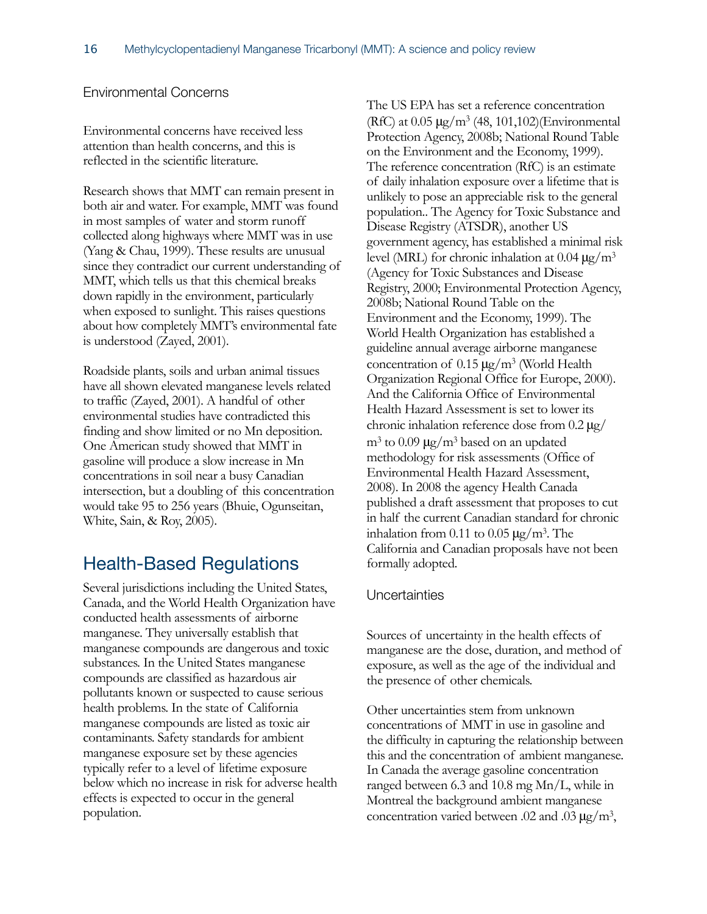### Environmental Concerns

Environmental concerns have received less attention than health concerns, and this is reflected in the scientific literature.

Research shows that MMT can remain present in both air and water. For example, MMT was found in most samples of water and storm runoff collected along highways where MMT was in use (Yang & Chau, 1999). These results are unusual since they contradict our current understanding of MMT, which tells us that this chemical breaks down rapidly in the environment, particularly when exposed to sunlight. This raises questions about how completely MMT's environmental fate is understood (Zayed, 2001).

Roadside plants, soils and urban animal tissues have all shown elevated manganese levels related to traffic (Zayed, 2001). A handful of other environmental studies have contradicted this finding and show limited or no Mn deposition. One American study showed that MMT in gasoline will produce a slow increase in Mn concentrations in soil near a busy Canadian intersection, but a doubling of this concentration would take 95 to 256 years (Bhuie, Ogunseitan, White, Sain, & Roy, 2005).

## Health-Based Regulations

Several jurisdictions including the United States, Canada, and the World Health Organization have conducted health assessments of airborne manganese. They universally establish that manganese compounds are dangerous and toxic substances. In the United States manganese compounds are classified as hazardous air pollutants known or suspected to cause serious health problems. In the state of California manganese compounds are listed as toxic air contaminants. Safety standards for ambient manganese exposure set by these agencies typically refer to a level of lifetime exposure below which no increase in risk for adverse health effects is expected to occur in the general population.

The US EPA has set a reference concentration (RfC) at 0.05 $\mu g/m^3$ (48, 101,102)(Environmental Protection Agency, 2008b; National Round Table on the Environment and the Economy, 1999). The reference concentration (RfC) is an estimate of daily inhalation exposure over a lifetime that is unlikely to pose an appreciable risk to the general population.. The Agency for Toxic Substance and Disease Registry (ATSDR), another US government agency, has established a minimal risk level (MRL) for chronic inhalation at 0.04 $\mu g/m^3$ (Agency for Toxic Substances and Disease Registry, 2000; Environmental Protection Agency, 2008b; National Round Table on the Environment and the Economy, 1999). The World Health Organization has established a guideline annual average airborne manganese concentration of 0.15 $\mu g/m^3$ (World Health Organization Regional Office for Europe, 2000). And the California Office of Environmental Health Hazard Assessment is set to lower its chronic inhalation reference dose from 0.2 $\mu g/m^3$ to 0.09 $\mu g/m^3$ based on an updated methodology for risk assessments (Office of Environmental Health Hazard Assessment, 2008). In 2008 the agency Health Canada published a draft assessment that proposes to cut in half the current Canadian standard for chronic inhalation from 0.11 to 0.05 $\mu g/m^3$. The California and Canadian proposals have not been formally adopted.

### Uncertainties

Sources of uncertainty in the health effects of manganese are the dose, duration, and method of exposure, as well as the age of the individual and the presence of other chemicals.

Other uncertainties stem from unknown concentrations of MMT in use in gasoline and the difficulty in capturing the relationship between this and the concentration of ambient manganese. In Canada the average gasoline concentration ranged between 6.3 and 10.8 mg Mn/L, while in Montreal the background ambient manganese concentration varied between .02 and .03 $\mu g/m^3$,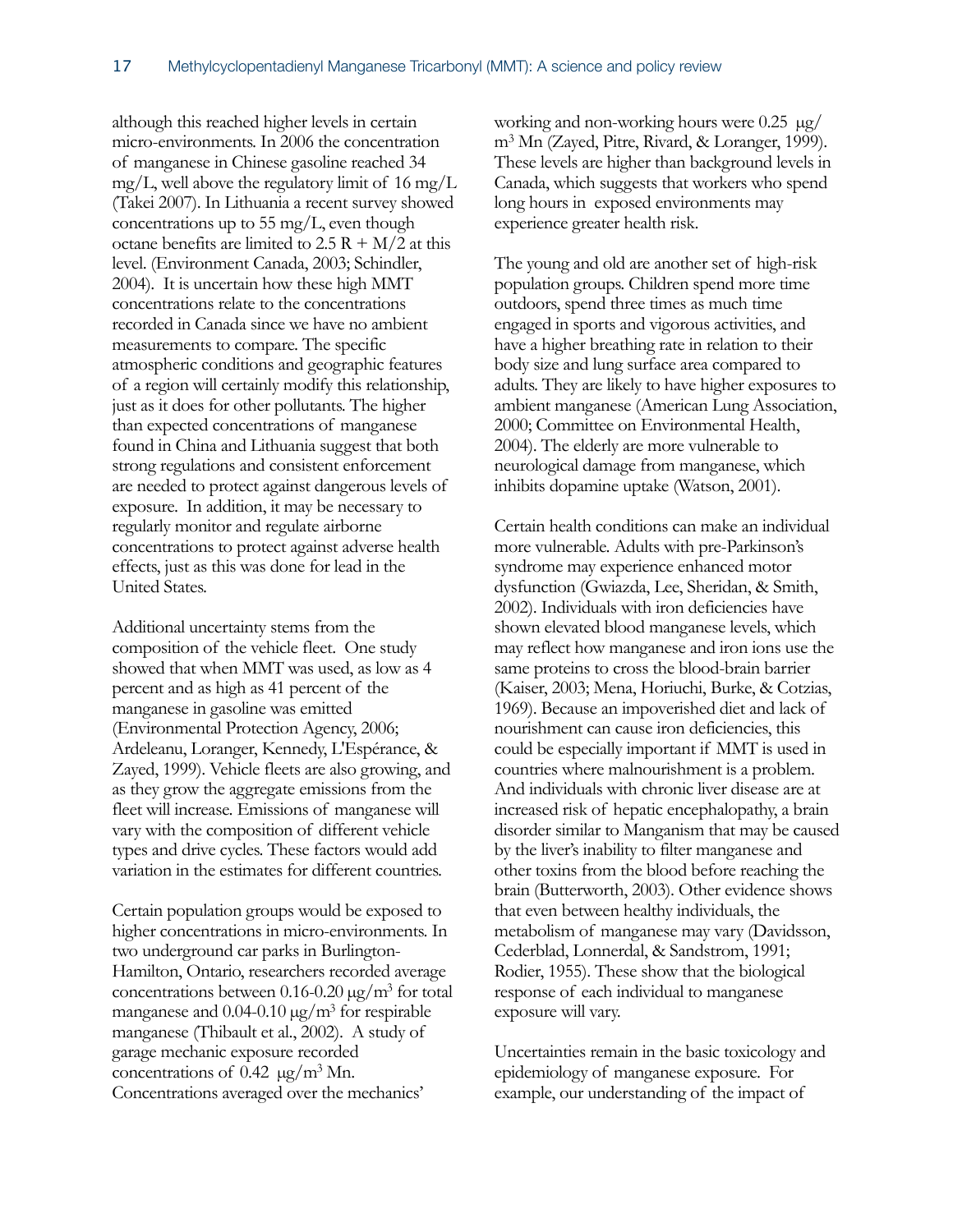although this reached higher levels in certain micro-environments. In 2006 the concentration of manganese in Chinese gasoline reached 34 mg/L, well above the regulatory limit of 16 mg/L (Takei 2007). In Lithuania a recent survey showed concentrations up to 55 mg/L, even though octane benefits are limited to 2.5 R + M/2 at this level. (Environment Canada, 2003; Schindler, 2004). It is uncertain how these high MMT concentrations relate to the concentrations recorded in Canada since we have no ambient measurements to compare. The specific atmospheric conditions and geographic features of a region will certainly modify this relationship, just as it does for other pollutants. The higher than expected concentrations of manganese found in China and Lithuania suggest that both strong regulations and consistent enforcement are needed to protect against dangerous levels of exposure. In addition, it may be necessary to regularly monitor and regulate airborne concentrations to protect against adverse health effects, just as this was done for lead in the United States.

Additional uncertainty stems from the composition of the vehicle fleet. One study showed that when MMT was used, as low as 4 percent and as high as 41 percent of the manganese in gasoline was emitted (Environmental Protection Agency, 2006; Ardeleanu, Loranger, Kennedy, L'Espérance, & Zayed, 1999). Vehicle fleets are also growing, and as they grow the aggregate emissions from the fleet will increase. Emissions of manganese will vary with the composition of different vehicle types and drive cycles. These factors would add variation in the estimates for different countries.

Certain population groups would be exposed to higher concentrations in micro-environments. In two underground car parks in Burlington-Hamilton, Ontario, researchers recorded average concentrations between 0.16-0.20 $\mu g/m^3$ for total manganese and 0.04-0.10 $\mu g/m^3$ for respirable manganese (Thibault et al., 2002). A study of garage mechanic exposure recorded concentrations of 0.42 $\mu g/m^3$ Mn. Concentrations averaged over the mechanics' working and non-working hours were 0.25 $\mu g/m^3$ Mn (Zayed, Pitre, Rivard, & Loranger, 1999). These levels are higher than background levels in Canada, which suggests that workers who spend long hours in exposed environments may experience greater health risk.

The young and old are another set of high-risk population groups. Children spend more time outdoors, spend three times as much time engaged in sports and vigorous activities, and have a higher breathing rate in relation to their body size and lung surface area compared to adults. They are likely to have higher exposures to ambient manganese (American Lung Association, 2000; Committee on Environmental Health, 2004). The elderly are more vulnerable to neurological damage from manganese, which inhibits dopamine uptake (Watson, 2001).

Certain health conditions can make an individual more vulnerable. Adults with pre-Parkinson's syndrome may experience enhanced motor dysfunction (Gwiazda, Lee, Sheridan, & Smith, 2002). Individuals with iron deficiencies have shown elevated blood manganese levels, which may reflect how manganese and iron ions use the same proteins to cross the blood-brain barrier (Kaiser, 2003; Mena, Horiuchi, Burke, & Cotzias, 1969). Because an impoverished diet and lack of nourishment can cause iron deficiencies, this could be especially important if MMT is used in countries where malnourishment is a problem. And individuals with chronic liver disease are at increased risk of hepatic encephalopathy, a brain disorder similar to Manganism that may be caused by the liver's inability to filter manganese and other toxins from the blood before reaching the brain (Butterworth, 2003). Other evidence shows that even between healthy individuals, the metabolism of manganese may vary (Davidsson, Cederblad, Lonnerdal, & Sandstrom, 1991; Rodier, 1955). These show that the biological response of each individual to manganese exposure will vary.

Uncertainties remain in the basic toxicology and epidemiology of manganese exposure. For example, our understanding of the impact of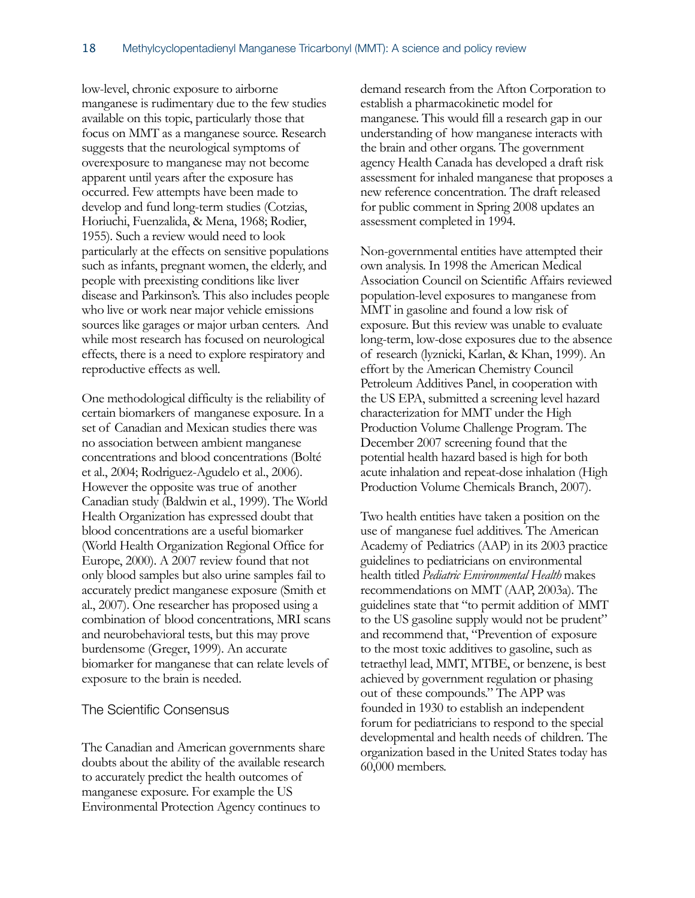low-level, chronic exposure to airborne manganese is rudimentary due to the few studies available on this topic, particularly those that focus on MMT as a manganese source. Research suggests that the neurological symptoms of overexposure to manganese may not become apparent until years after the exposure has occurred. Few attempts have been made to develop and fund long-term studies (Cotzias, Horiuchi, Fuenzalida, & Mena, 1968; Rodier, 1955). Such a review would need to look particularly at the effects on sensitive populations such as infants, pregnant women, the elderly, and people with preexisting conditions like liver disease and Parkinson's. This also includes people who live or work near major vehicle emissions sources like garages or major urban centers. And while most research has focused on neurological effects, there is a need to explore respiratory and reproductive effects as well.

One methodological difficulty is the reliability of certain biomarkers of manganese exposure. In a set of Canadian and Mexican studies there was no association between ambient manganese concentrations and blood concentrations (Bolté et al., 2004; Rodriguez-Agudelo et al., 2006). However the opposite was true of another Canadian study (Baldwin et al., 1999). The World Health Organization has expressed doubt that blood concentrations are a useful biomarker (World Health Organization Regional Office for Europe, 2000). A 2007 review found that not only blood samples but also urine samples fail to accurately predict manganese exposure (Smith et al., 2007). One researcher has proposed using a combination of blood concentrations, MRI scans and neurobehavioral tests, but this may prove burdensome (Greger, 1999). An accurate biomarker for manganese that can relate levels of exposure to the brain is needed.

## The Scientific Consensus

The Canadian and American governments share doubts about the ability of the available research to accurately predict the health outcomes of manganese exposure. For example the US Environmental Protection Agency continues to demand research from the Afton Corporation to establish a pharmacokinetic model for manganese. This would fill a research gap in our understanding of how manganese interacts with the brain and other organs. The government agency Health Canada has developed a draft risk assessment for inhaled manganese that proposes a new reference concentration. The draft released for public comment in Spring 2008 updates an assessment completed in 1994.

Non-governmental entities have attempted their own analysis. In 1998 the American Medical Association Council on Scientific Affairs reviewed population-level exposures to manganese from MMT in gasoline and found a low risk of exposure. But this review was unable to evaluate long-term, low-dose exposures due to the absence of research (lyznicki, Karlan, & Khan, 1999). An effort by the American Chemistry Council Petroleum Additives Panel, in cooperation with the US EPA, submitted a screening level hazard characterization for MMT under the High Production Volume Challenge Program. The December 2007 screening found that the potential health hazard based is high for both acute inhalation and repeat-dose inhalation (High Production Volume Chemicals Branch, 2007).

Two health entities have taken a position on the use of manganese fuel additives. The American Academy of Pediatrics (AAP) in its 2003 practice guidelines to pediatricians on environmental health titled *Pediatric Environmental Health* makes recommendations on MMT (AAP, 2003a). The guidelines state that "to permit addition of MMT to the US gasoline supply would not be prudent" and recommend that, "Prevention of exposure to the most toxic additives to gasoline, such as tetraethyl lead, MMT, MTBE, or benzene, is best achieved by government regulation or phasing out of these compounds." The APP was founded in 1930 to establish an independent forum for pediatricians to respond to the special developmental and health needs of children. The organization based in the United States today has 60,000 members.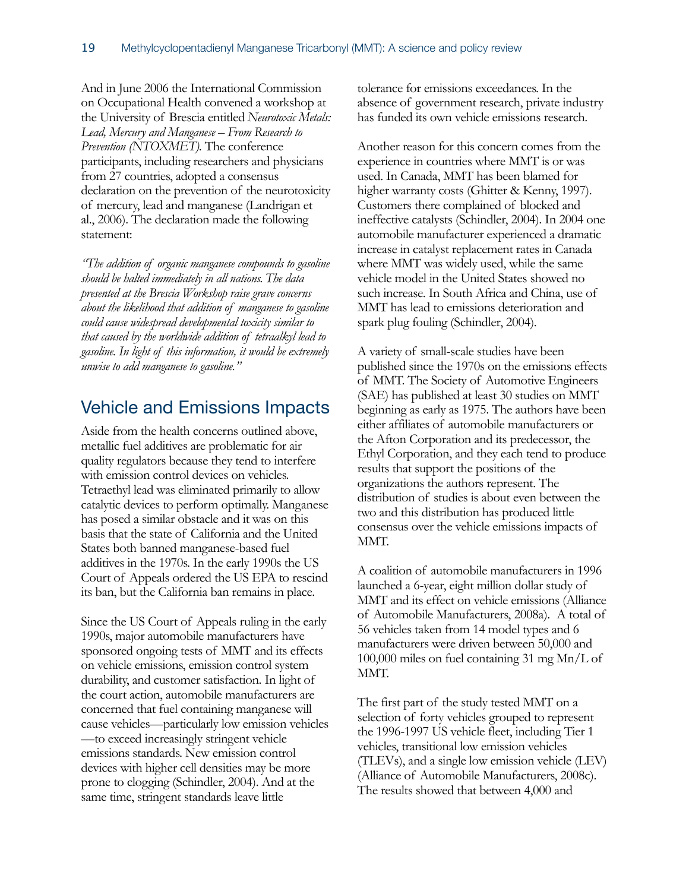And in June 2006 the International Commission on Occupational Health convened a workshop at the University of Brescia entitled *Neurotoxic Metals: Lead, Mercury and Manganese – From Research to Prevention (NTOXMET).* The conference participants, including researchers and physicians from 27 countries, adopted a consensus declaration on the prevention of the neurotoxicity of mercury, lead and manganese (Landrigan et al., 2006). The declaration made the following statement:

*"The addition of organic manganese compounds to gasoline should be halted immediately in all nations. The data presented at the Brescia Workshop raise grave concerns about the likelihood that addition of manganese to gasoline could cause widespread developmental toxicity similar to that caused by the worldwide addition of tetraalkyl lead to gasoline. In light of this information, it would be extremely unwise to add manganese to gasoline."*

## Vehicle and Emissions Impacts

Aside from the health concerns outlined above, metallic fuel additives are problematic for air quality regulators because they tend to interfere with emission control devices on vehicles. Tetraethyl lead was eliminated primarily to allow catalytic devices to perform optimally. Manganese has posed a similar obstacle and it was on this basis that the state of California and the United States both banned manganese-based fuel additives in the 1970s. In the early 1990s the US Court of Appeals ordered the US EPA to rescind its ban, but the California ban remains in place.

Since the US Court of Appeals ruling in the early 1990s, major automobile manufacturers have sponsored ongoing tests of MMT and its effects on vehicle emissions, emission control system durability, and customer satisfaction. In light of the court action, automobile manufacturers are concerned that fuel containing manganese will cause vehicles—particularly low emission vehicles—to exceed increasingly stringent vehicle emissions standards. New emission control devices with higher cell densities may be more prone to clogging (Schindler, 2004). And at the same time, stringent standards leave little tolerance for emissions exceedances. In the absence of government research, private industry has funded its own vehicle emissions research.

Another reason for this concern comes from the experience in countries where MMT is or was used. In Canada, MMT has been blamed for higher warranty costs (Ghitter & Kenny, 1997). Customers there complained of blocked and ineffective catalysts (Schindler, 2004). In 2004 one automobile manufacturer experienced a dramatic increase in catalyst replacement rates in Canada where MMT was widely used, while the same vehicle model in the United States showed no such increase. In South Africa and China, use of MMT has lead to emissions deterioration and spark plug fouling (Schindler, 2004).

A variety of small-scale studies have been published since the 1970s on the emissions effects of MMT. The Society of Automotive Engineers (SAE) has published at least 30 studies on MMT beginning as early as 1975. The authors have been either affiliates of automobile manufacturers or the Afton Corporation and its predecessor, the Ethyl Corporation, and they each tend to produce results that support the positions of the organizations the authors represent. The distribution of studies is about even between the two and this distribution has produced little consensus over the vehicle emissions impacts of MMT.

A coalition of automobile manufacturers in 1996 launched a 6-year, eight million dollar study of MMT and its effect on vehicle emissions (Alliance of Automobile Manufacturers, 2008a). A total of 56 vehicles taken from 14 model types and 6 manufacturers were driven between 50,000 and 100,000 miles on fuel containing 31 mg Mn/L of MMT.

The first part of the study tested MMT on a selection of forty vehicles grouped to represent the 1996-1997 US vehicle fleet, including Tier 1 vehicles, transitional low emission vehicles (TLEVs), and a single low emission vehicle (LEV) (Alliance of Automobile Manufacturers, 2008c). The results showed that between 4,000 and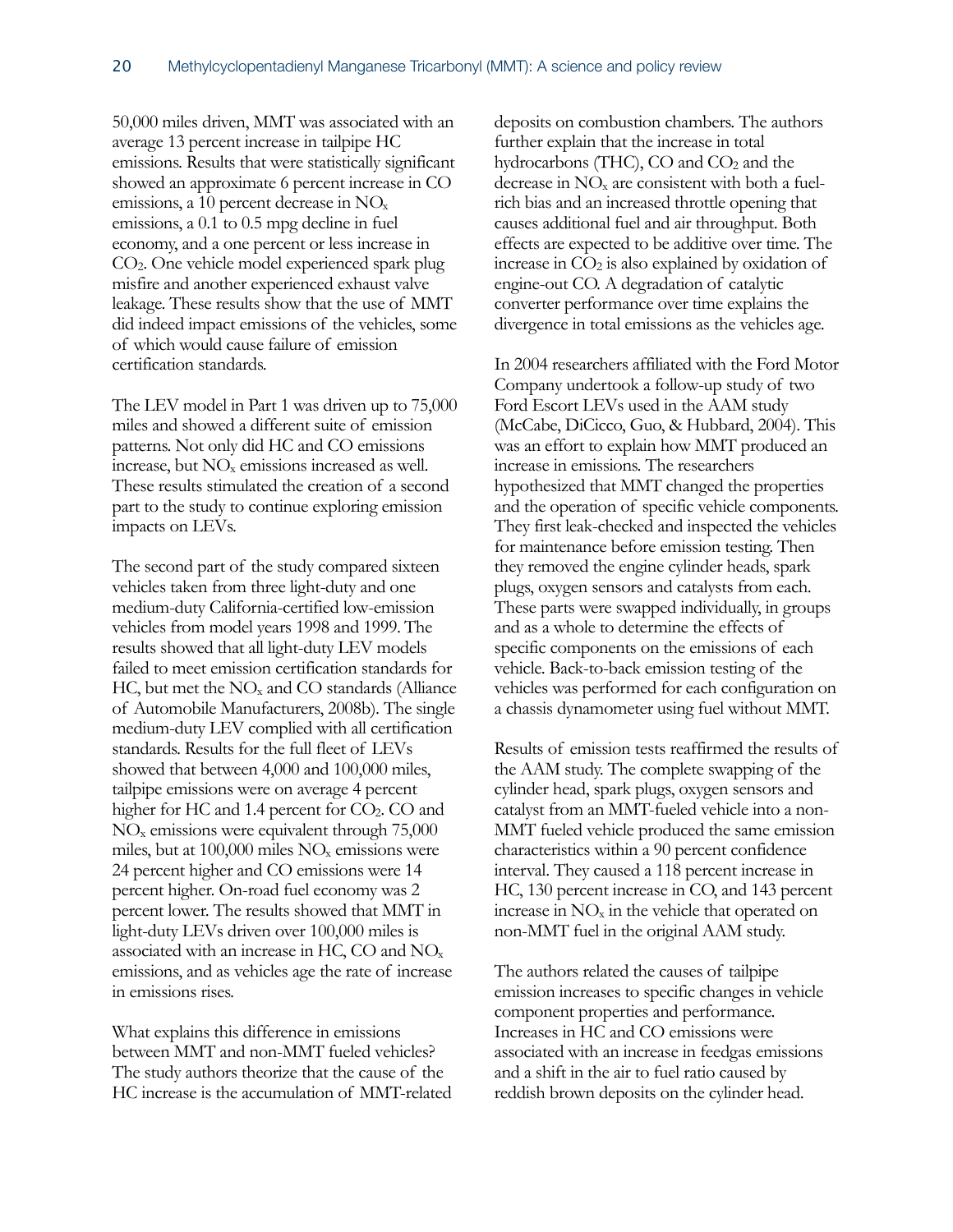50,000 miles driven, MMT was associated with an average 13 percent increase in tailpipe HC emissions. Results that were statistically significant showed an approximate 6 percent increase in CO emissions, a 10 percent decrease in $NO_x$ emissions, a 0.1 to 0.5 mpg decline in fuel economy, and a one percent or less increase in $CO_2$. One vehicle model experienced spark plug misfire and another experienced exhaust valve leakage. These results show that the use of MMT did indeed impact emissions of the vehicles, some of which would cause failure of emission certification standards.

The LEV model in Part 1 was driven up to 75,000 miles and showed a different suite of emission patterns. Not only did HC and CO emissions increase, but $NO_x$ emissions increased as well. These results stimulated the creation of a second part to the study to continue exploring emission impacts on LEVs.

The second part of the study compared sixteen vehicles taken from three light-duty and one medium-duty California-certified low-emission vehicles from model years 1998 and 1999. The results showed that all light-duty LEV models failed to meet emission certification standards for HC, but met the $NO_x$ and CO standards (Alliance of Automobile Manufacturers, 2008b). The single medium-duty LEV complied with all certification standards. Results for the full fleet of LEVs showed that between 4,000 and 100,000 miles, tailpipe emissions were on average 4 percent higher for HC and 1.4 percent for $CO_2$. CO and $NO_x$ emissions were equivalent through 75,000 miles, but at 100,000 miles $NO_x$ emissions were 24 percent higher and CO emissions were 14 percent higher. On-road fuel economy was 2 percent lower. The results showed that MMT in light-duty LEVs driven over 100,000 miles is associated with an increase in HC, CO and $NO_x$ emissions, and as vehicles age the rate of increase in emissions rises.

What explains this difference in emissions between MMT and non-MMT fueled vehicles? The study authors theorize that the cause of the HC increase is the accumulation of MMT-related deposits on combustion chambers. The authors further explain that the increase in total hydrocarbons (THC), CO and $CO_2$ and the decrease in $NO_x$ are consistent with both a fuel-rich bias and an increased throttle opening that causes additional fuel and air throughput. Both effects are expected to be additive over time. The increase in $CO_2$ is also explained by oxidation of engine-out CO. A degradation of catalytic converter performance over time explains the divergence in total emissions as the vehicles age.

In 2004 researchers affiliated with the Ford Motor Company undertook a follow-up study of two Ford Escort LEVs used in the AAM study (McCabe, DiCicco, Guo, & Hubbard, 2004). This was an effort to explain how MMT produced an increase in emissions. The researchers hypothesized that MMT changed the properties and the operation of specific vehicle components. They first leak-checked and inspected the vehicles for maintenance before emission testing. Then they removed the engine cylinder heads, spark plugs, oxygen sensors and catalysts from each. These parts were swapped individually, in groups and as a whole to determine the effects of specific components on the emissions of each vehicle. Back-to-back emission testing of the vehicles was performed for each configuration on a chassis dynamometer using fuel without MMT.

Results of emission tests reaffirmed the results of the AAM study. The complete swapping of the cylinder head, spark plugs, oxygen sensors and catalyst from an MMT-fueled vehicle into a non-MMT fueled vehicle produced the same emission characteristics within a 90 percent confidence interval. They caused a 118 percent increase in HC, 130 percent increase in CO, and 143 percent increase in $NO_x$ in the vehicle that operated on non-MMT fuel in the original AAM study.

The authors related the causes of tailpipe emission increases to specific changes in vehicle component properties and performance. Increases in HC and CO emissions were associated with an increase in feedgas emissions and a shift in the air to fuel ratio caused by reddish brown deposits on the cylinder head.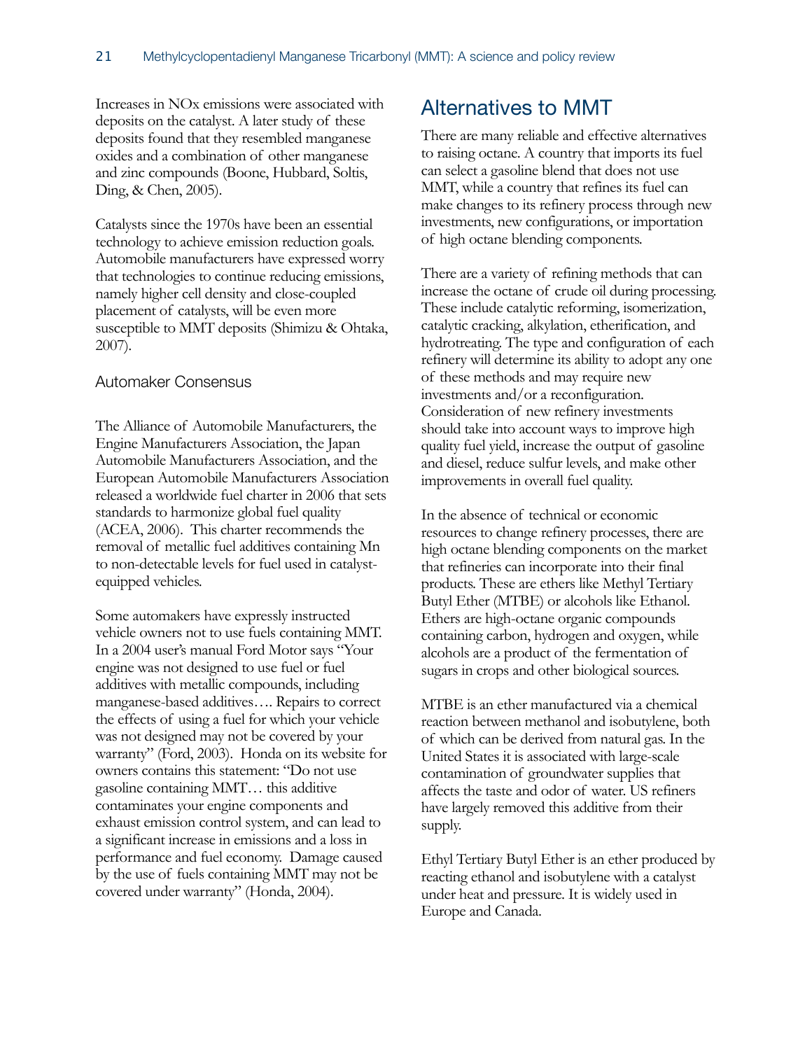Increases in NOx emissions were associated with deposits on the catalyst. A later study of these deposits found that they resembled manganese oxides and a combination of other manganese and zinc compounds (Boone, Hubbard, Soltis, Ding, & Chen, 2005).

Catalysts since the 1970s have been an essential technology to achieve emission reduction goals. Automobile manufacturers have expressed worry that technologies to continue reducing emissions, namely higher cell density and close-coupled placement of catalysts, will be even more susceptible to MMT deposits (Shimizu & Ohtaka, 2007).

### Automaker Consensus

The Alliance of Automobile Manufacturers, the Engine Manufacturers Association, the Japan Automobile Manufacturers Association, and the European Automobile Manufacturers Association released a worldwide fuel charter in 2006 that sets standards to harmonize global fuel quality (ACEA, 2006). This charter recommends the removal of metallic fuel additives containing Mn to non-detectable levels for fuel used in catalyst-equipped vehicles.

Some automakers have expressly instructed vehicle owners not to use fuels containing MMT. In a 2004 user's manual Ford Motor says "Your engine was not designed to use fuel or fuel additives with metallic compounds, including manganese-based additives…. Repairs to correct the effects of using a fuel for which your vehicle was not designed may not be covered by your warranty" (Ford, 2003). Honda on its website for owners contains this statement: "Do not use gasoline containing MMT… this additive contaminates your engine components and exhaust emission control system, and can lead to a significant increase in emissions and a loss in performance and fuel economy. Damage caused by the use of fuels containing MMT may not be covered under warranty" (Honda, 2004).

## Alternatives to MMT

There are many reliable and effective alternatives to raising octane. A country that imports its fuel can select a gasoline blend that does not use MMT, while a country that refines its fuel can make changes to its refinery process through new investments, new configurations, or importation of high octane blending components.

There are a variety of refining methods that can increase the octane of crude oil during processing. These include catalytic reforming, isomerization, catalytic cracking, alkylation, etherification, and hydrotreating. The type and configuration of each refinery will determine its ability to adopt any one of these methods and may require new investments and/or a reconfiguration. Consideration of new refinery investments should take into account ways to improve high quality fuel yield, increase the output of gasoline and diesel, reduce sulfur levels, and make other improvements in overall fuel quality.

In the absence of technical or economic resources to change refinery processes, there are high octane blending components on the market that refineries can incorporate into their final products. These are ethers like Methyl Tertiary Butyl Ether (MTBE) or alcohols like Ethanol. Ethers are high-octane organic compounds containing carbon, hydrogen and oxygen, while alcohols are a product of the fermentation of sugars in crops and other biological sources.

MTBE is an ether manufactured via a chemical reaction between methanol and isobutylene, both of which can be derived from natural gas. In the United States it is associated with large-scale contamination of groundwater supplies that affects the taste and odor of water. US refiners have largely removed this additive from their supply.

Ethyl Tertiary Butyl Ether is an ether produced by reacting ethanol and isobutylene with a catalyst under heat and pressure. It is widely used in Europe and Canada.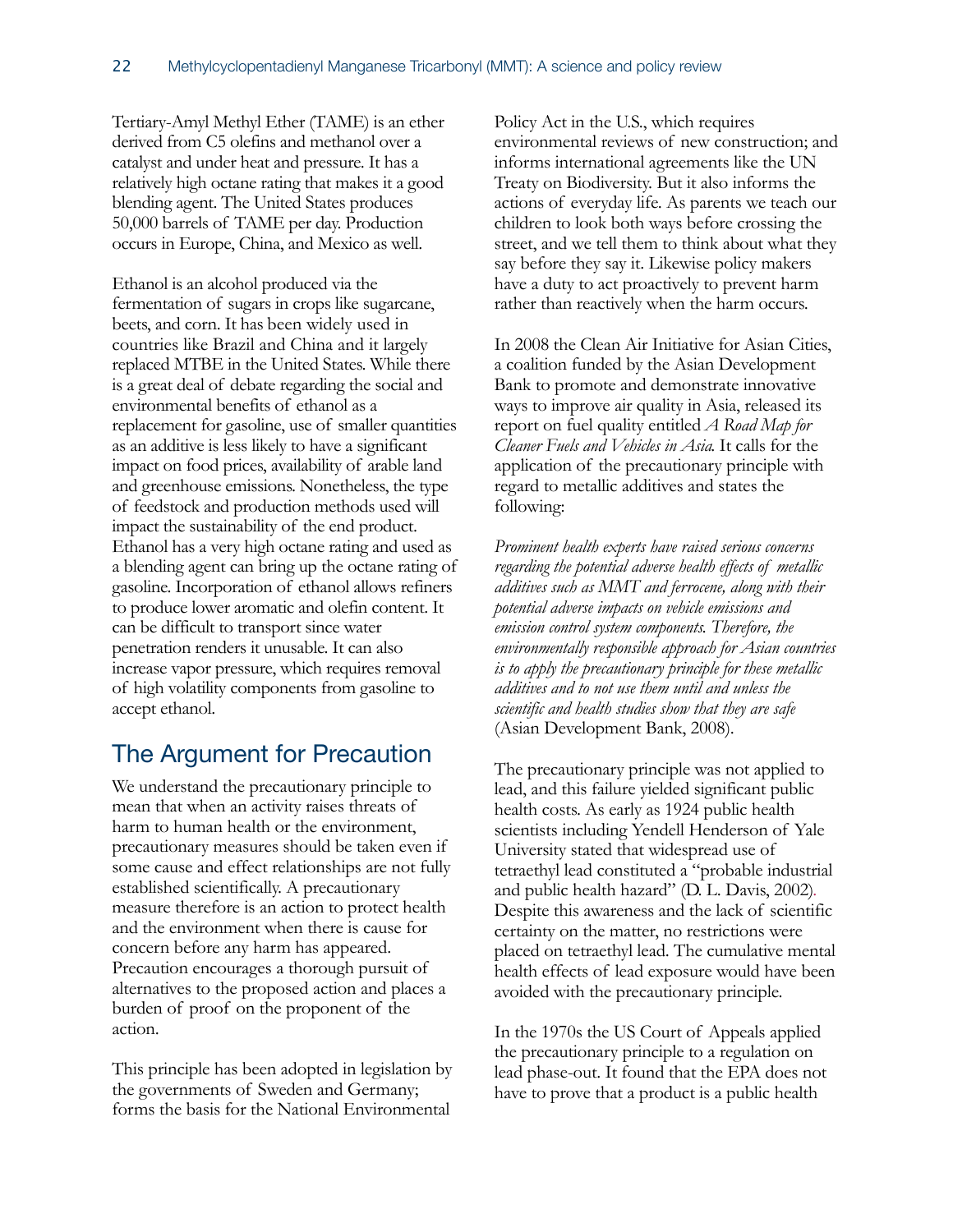Tertiary-Amyl Methyl Ether (TAME) is an ether derived from C5 olefins and methanol over a catalyst and under heat and pressure. It has a relatively high octane rating that makes it a good blending agent. The United States produces 50,000 barrels of TAME per day. Production occurs in Europe, China, and Mexico as well.

Ethanol is an alcohol produced via the fermentation of sugars in crops like sugarcane, beets, and corn. It has been widely used in countries like Brazil and China and it largely replaced MTBE in the United States. While there is a great deal of debate regarding the social and environmental benefits of ethanol as a replacement for gasoline, use of smaller quantities as an additive is less likely to have a significant impact on food prices, availability of arable land and greenhouse emissions. Nonetheless, the type of feedstock and production methods used will impact the sustainability of the end product. Ethanol has a very high octane rating and used as a blending agent can bring up the octane rating of gasoline. Incorporation of ethanol allows refiners to produce lower aromatic and olefin content. It can be difficult to transport since water penetration renders it unusable. It can also increase vapor pressure, which requires removal of high volatility components from gasoline to accept ethanol.

## The Argument for Precaution

We understand the precautionary principle to mean that when an activity raises threats of harm to human health or the environment, precautionary measures should be taken even if some cause and effect relationships are not fully established scientifically. A precautionary measure therefore is an action to protect health and the environment when there is cause for concern before any harm has appeared. Precaution encourages a thorough pursuit of alternatives to the proposed action and places a burden of proof on the proponent of the action.

This principle has been adopted in legislation by the governments of Sweden and Germany; forms the basis for the National Environmental Policy Act in the U.S., which requires environmental reviews of new construction; and informs international agreements like the UN Treaty on Biodiversity. But it also informs the actions of everyday life. As parents we teach our children to look both ways before crossing the street, and we tell them to think about what they say before they say it. Likewise policy makers have a duty to act proactively to prevent harm rather than reactively when the harm occurs.

In 2008 the Clean Air Initiative for Asian Cities, a coalition funded by the Asian Development Bank to promote and demonstrate innovative ways to improve air quality in Asia, released its report on fuel quality entitled *A Road Map for Cleaner Fuels and Vehicles in Asia.* It calls for the application of the precautionary principle with regard to metallic additives and states the following:

*Prominent health experts have raised serious concerns regarding the potential adverse health effects of metallic additives such as MMT and ferrocene, along with their potential adverse impacts on vehicle emissions and emission control system components. Therefore, the environmentally responsible approach for Asian countries is to apply the precautionary principle for these metallic additives and to not use them until and unless the scientific and health studies show that they are safe* (Asian Development Bank, 2008).

The precautionary principle was not applied to lead, and this failure yielded significant public health costs. As early as 1924 public health scientists including Yendell Henderson of Yale University stated that widespread use of tetraethyl lead constituted a "probable industrial and public health hazard" (D. L. Davis, 2002). Despite this awareness and the lack of scientific certainty on the matter, no restrictions were placed on tetraethyl lead. The cumulative mental health effects of lead exposure would have been avoided with the precautionary principle.

In the 1970s the US Court of Appeals applied the precautionary principle to a regulation on lead phase-out. It found that the EPA does not have to prove that a product is a public health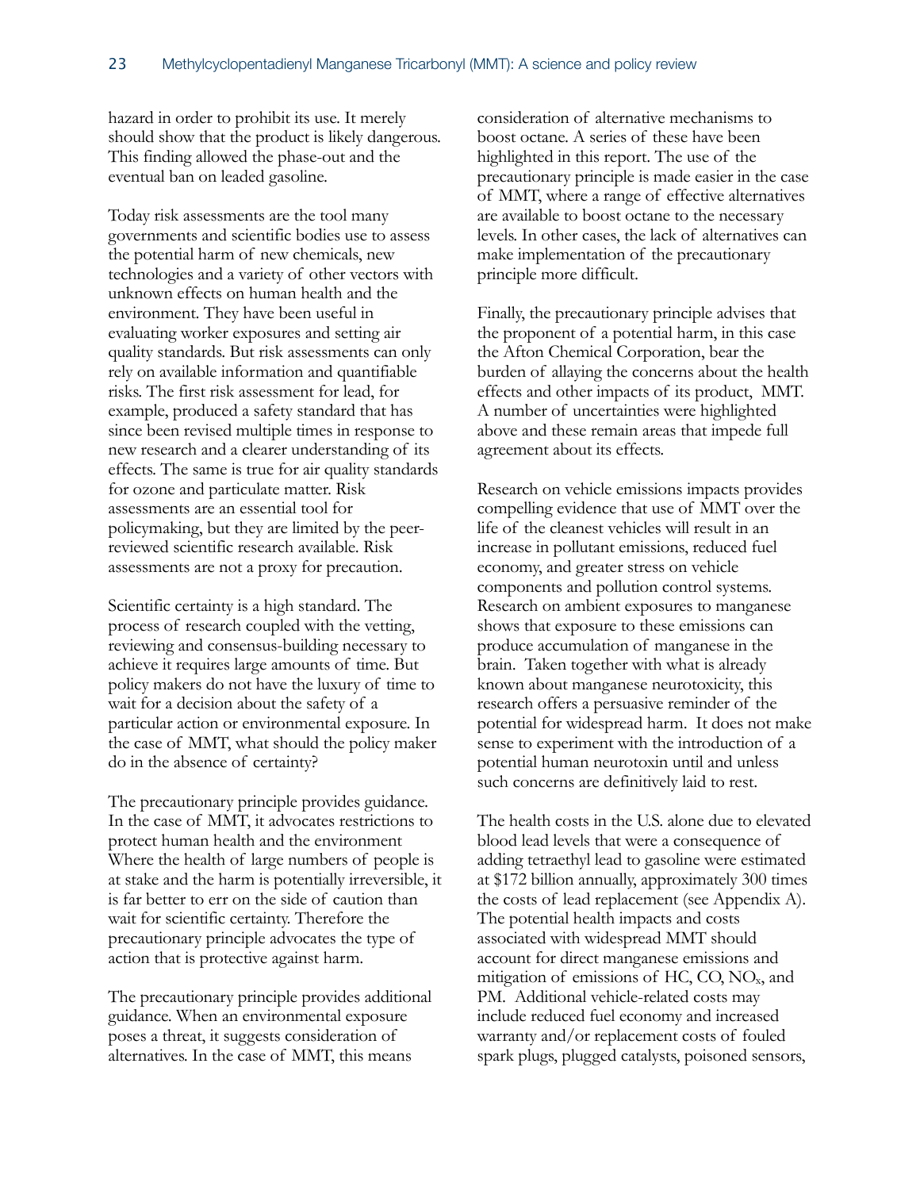hazard in order to prohibit its use. It merely should show that the product is likely dangerous. This finding allowed the phase-out and the eventual ban on leaded gasoline.

Today risk assessments are the tool many governments and scientific bodies use to assess the potential harm of new chemicals, new technologies and a variety of other vectors with unknown effects on human health and the environment. They have been useful in evaluating worker exposures and setting air quality standards. But risk assessments can only rely on available information and quantifiable risks. The first risk assessment for lead, for example, produced a safety standard that has since been revised multiple times in response to new research and a clearer understanding of its effects. The same is true for air quality standards for ozone and particulate matter. Risk assessments are an essential tool for policymaking, but they are limited by the peer-reviewed scientific research available. Risk assessments are not a proxy for precaution.

Scientific certainty is a high standard. The process of research coupled with the vetting, reviewing and consensus-building necessary to achieve it requires large amounts of time. But policy makers do not have the luxury of time to wait for a decision about the safety of a particular action or environmental exposure. In the case of MMT, what should the policy maker do in the absence of certainty?

The precautionary principle provides guidance. In the case of MMT, it advocates restrictions to protect human health and the environment Where the health of large numbers of people is at stake and the harm is potentially irreversible, it is far better to err on the side of caution than wait for scientific certainty. Therefore the precautionary principle advocates the type of action that is protective against harm.

The precautionary principle provides additional guidance. When an environmental exposure poses a threat, it suggests consideration of alternatives. In the case of MMT, this means consideration of alternative mechanisms to boost octane. A series of these have been highlighted in this report. The use of the precautionary principle is made easier in the case of MMT, where a range of effective alternatives are available to boost octane to the necessary levels. In other cases, the lack of alternatives can make implementation of the precautionary principle more difficult.

Finally, the precautionary principle advises that the proponent of a potential harm, in this case the Afton Chemical Corporation, bear the burden of allaying the concerns about the health effects and other impacts of its product, MMT. A number of uncertainties were highlighted above and these remain areas that impede full agreement about its effects.

Research on vehicle emissions impacts provides compelling evidence that use of MMT over the life of the cleanest vehicles will result in an increase in pollutant emissions, reduced fuel economy, and greater stress on vehicle components and pollution control systems. Research on ambient exposures to manganese shows that exposure to these emissions can produce accumulation of manganese in the brain. Taken together with what is already known about manganese neurotoxicity, this research offers a persuasive reminder of the potential for widespread harm. It does not make sense to experiment with the introduction of a potential human neurotoxin until and unless such concerns are definitively laid to rest.

The health costs in the U.S. alone due to elevated blood lead levels that were a consequence of adding tetraethyl lead to gasoline were estimated at $172 billion annually, approximately 300 times the costs of lead replacement (see Appendix A). The potential health impacts and costs associated with widespread MMT should account for direct manganese emissions and mitigation of emissions of HC, CO, $NO_x$, and PM. Additional vehicle-related costs may include reduced fuel economy and increased warranty and/or replacement costs of fouled spark plugs, plugged catalysts, poisoned sensors,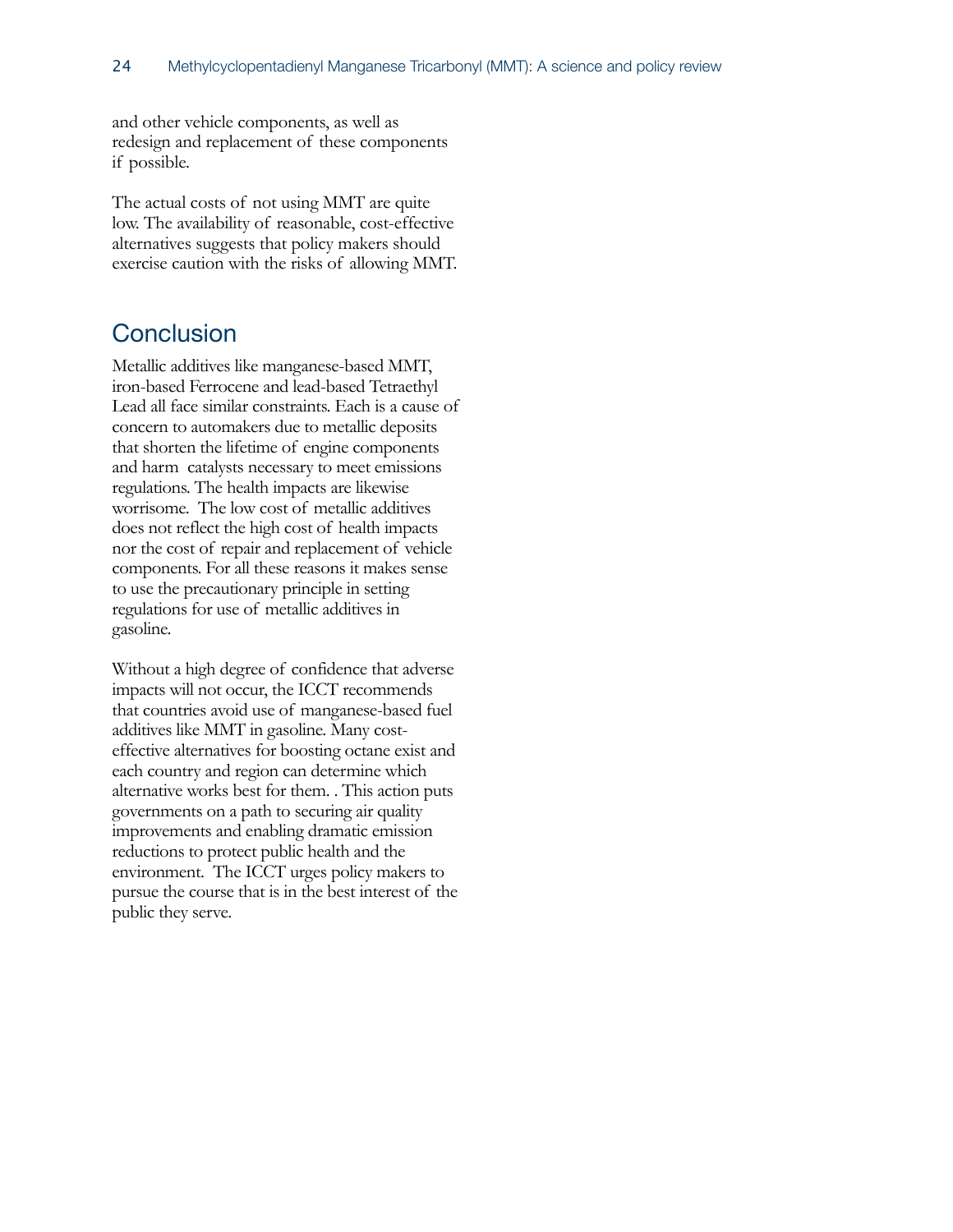and other vehicle components, as well as redesign and replacement of these components if possible.

The actual costs of not using MMT are quite low. The availability of reasonable, cost-effective alternatives suggests that policy makers should exercise caution with the risks of allowing MMT.

## Conclusion

Metallic additives like manganese-based MMT, iron-based Ferrocene and lead-based Tetraethyl Lead all face similar constraints. Each is a cause of concern to automakers due to metallic deposits that shorten the lifetime of engine components and harm catalysts necessary to meet emissions regulations. The health impacts are likewise worrisome. The low cost of metallic additives does not reflect the high cost of health impacts nor the cost of repair and replacement of vehicle components. For all these reasons it makes sense to use the precautionary principle in setting regulations for use of metallic additives in gasoline.

Without a high degree of confidence that adverse impacts will not occur, the ICCT recommends that countries avoid use of manganese-based fuel additives like MMT in gasoline. Many cost-effective alternatives for boosting octane exist and each country and region can determine which alternative works best for them. . This action puts governments on a path to securing air quality improvements and enabling dramatic emission reductions to protect public health and the environment. The ICCT urges policy makers to pursue the course that is in the best interest of the public they serve.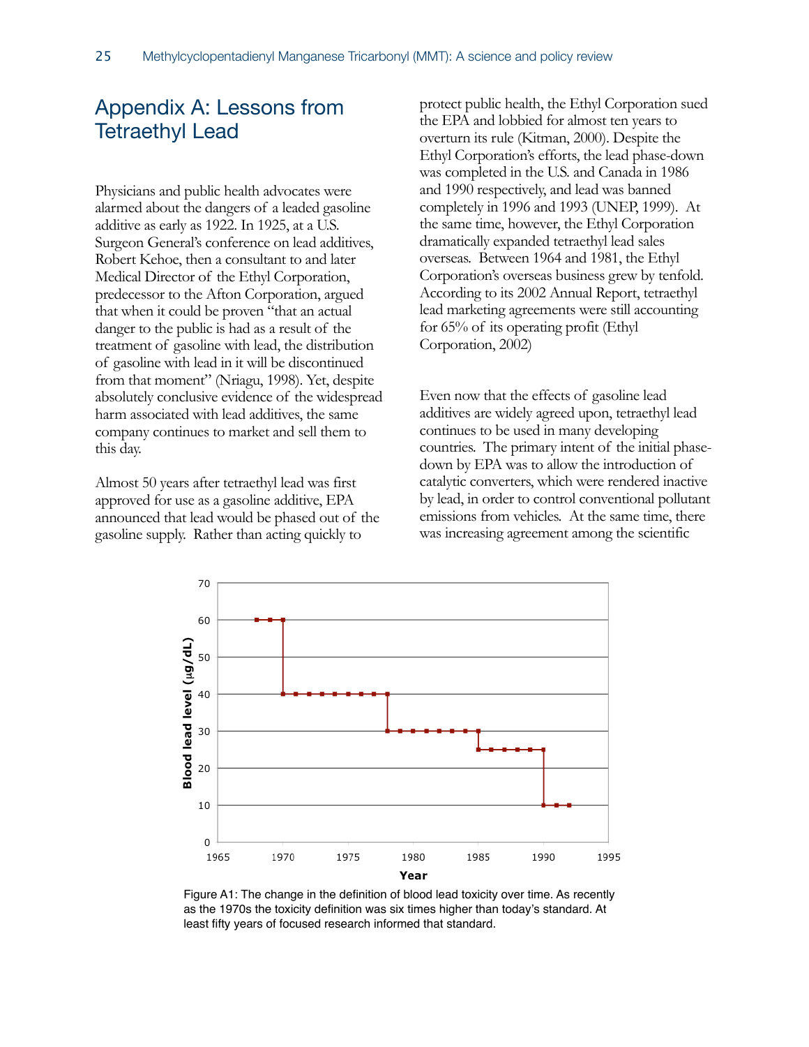## Appendix A: Lessons from Tetraethyl Lead

Physicians and public health advocates were alarmed about the dangers of a leaded gasoline additive as early as 1922. In 1925, at a U.S. Surgeon General's conference on lead additives, Robert Kehoe, then a consultant to and later Medical Director of the Ethyl Corporation, predecessor to the Afton Corporation, argued that when it could be proven "that an actual danger to the public is had as a result of the treatment of gasoline with lead, the distribution of gasoline with lead in it will be discontinued from that moment" (Nriagu, 1998). Yet, despite absolutely conclusive evidence of the widespread harm associated with lead additives, the same company continues to market and sell them to this day.

Almost 50 years after tetraethyl lead was first approved for use as a gasoline additive, EPA announced that lead would be phased out of the gasoline supply. Rather than acting quickly to protect public health, the Ethyl Corporation sued the EPA and lobbied for almost ten years to overturn its rule (Kitman, 2000). Despite the Ethyl Corporation's efforts, the lead phase-down was completed in the U.S. and Canada in 1986 and 1990 respectively, and lead was banned completely in 1996 and 1993 (UNEP, 1999). At the same time, however, the Ethyl Corporation dramatically expanded tetraethyl lead sales overseas. Between 1964 and 1981, the Ethyl Corporation's overseas business grew by tenfold. According to its 2002 Annual Report, tetraethyl lead marketing agreements were still accounting for 65% of its operating profit (Ethyl Corporation, 2002)

Even now that the effects of gasoline lead additives are widely agreed upon, tetraethyl lead continues to be used in many developing countries. The primary intent of the initial phase-down by EPA was to allow the introduction of catalytic converters, which were rendered inactive by lead, in order to control conventional pollutant emissions from vehicles. At the same time, there was increasing agreement among the scientific

Figure A1: The change in the definition of blood lead toxicity over time. As recently as the 1970s the toxicity definition was six times higher than today's standard. At least fifty years of focused research informed that standard.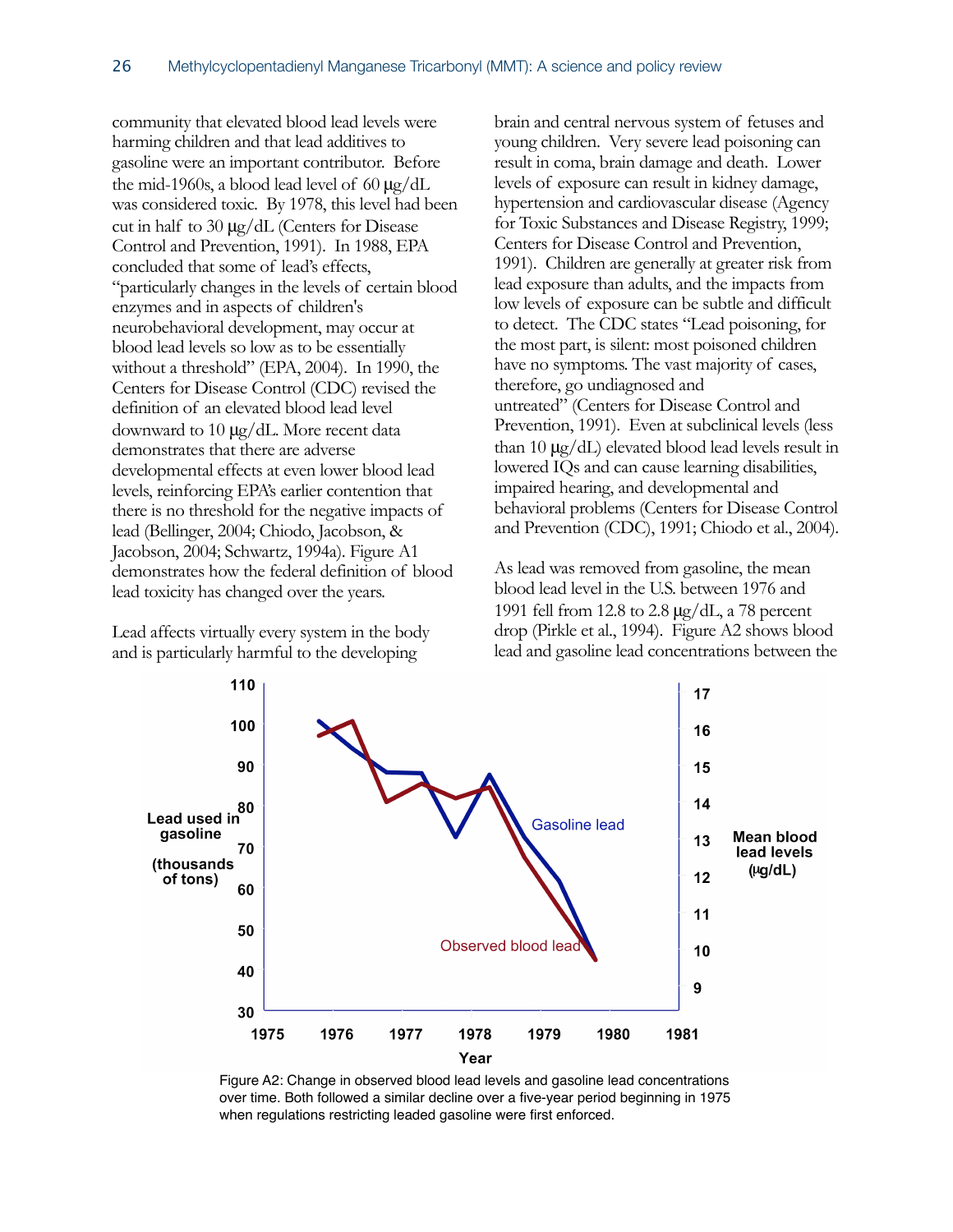community that elevated blood lead levels were harming children and that lead additives to gasoline were an important contributor. Before the mid-1960s, a blood lead level of 60 μg/dL was considered toxic. By 1978, this level had been cut in half to 30 μg/dL (Centers for Disease Control and Prevention, 1991). In 1988, EPA concluded that some of lead's effects, "particularly changes in the levels of certain blood enzymes and in aspects of children's neurobehavioral development, may occur at blood lead levels so low as to be essentially without a threshold" (EPA, 2004). In 1990, the Centers for Disease Control (CDC) revised the definition of an elevated blood lead level downward to 10 μg/dL. More recent data demonstrates that there are adverse developmental effects at even lower blood lead levels, reinforcing EPA's earlier contention that there is no threshold for the negative impacts of lead (Bellinger, 2004; Chiodo, Jacobson, & Jacobson, 2004; Schwartz, 1994a). Figure A1 demonstrates how the federal definition of blood lead toxicity has changed over the years.

Lead affects virtually every system in the body and is particularly harmful to the developing brain and central nervous system of fetuses and young children. Very severe lead poisoning can result in coma, brain damage and death. Lower levels of exposure can result in kidney damage, hypertension and cardiovascular disease (Agency for Toxic Substances and Disease Registry, 1999; Centers for Disease Control and Prevention, 1991). Children are generally at greater risk from lead exposure than adults, and the impacts from low levels of exposure can be subtle and difficult to detect. The CDC states "Lead poisoning, for the most part, is silent: most poisoned children have no symptoms. The vast majority of cases, therefore, go undiagnosed and untreated" (Centers for Disease Control and Prevention, 1991). Even at subclinical levels (less than 10 μg/dL) elevated blood lead levels result in lowered IQs and can cause learning disabilities, impaired hearing, and developmental and behavioral problems (Centers for Disease Control and Prevention (CDC), 1991; Chiodo et al., 2004).

As lead was removed from gasoline, the mean blood lead level in the U.S. between 1976 and 1991 fell from 12.8 to 2.8 μg/dL, a 78 percent drop (Pirkle et al., 1994). Figure A2 shows blood lead and gasoline lead concentrations between the

Figure A2: Change in observed blood lead levels and gasoline lead concentrations over time. Both followed a similar decline over a five-year period beginning in 1975 when regulations restricting leaded gasoline were first enforced.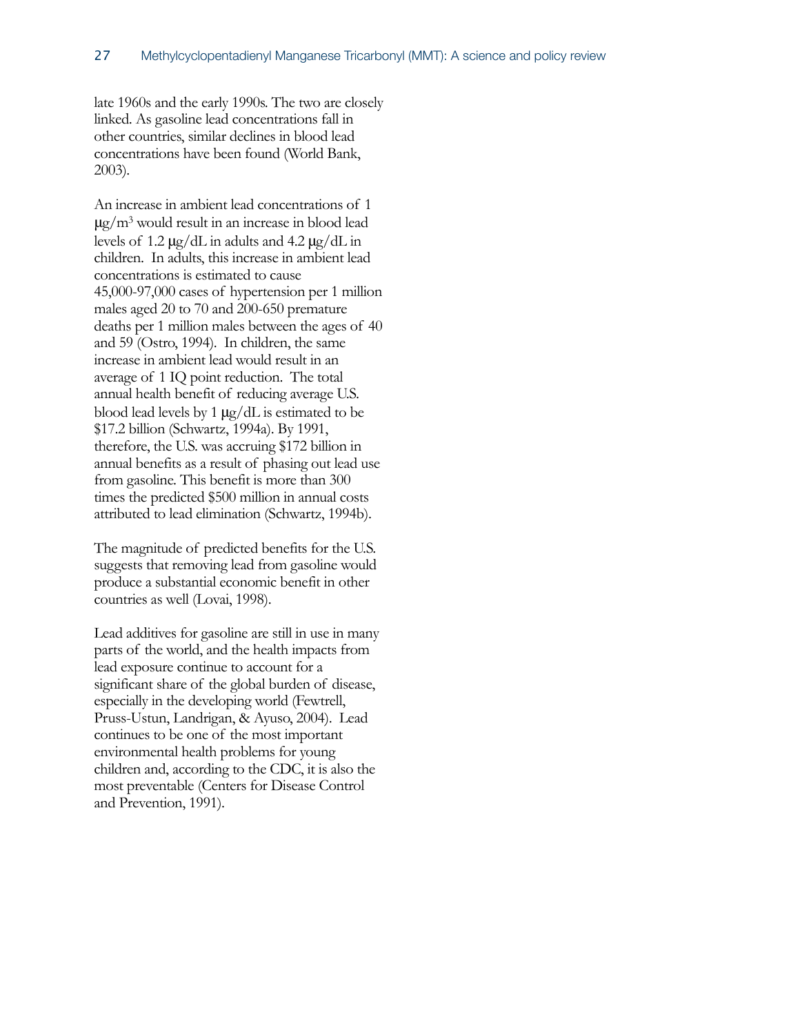late 1960s and the early 1990s. The two are closely linked. As gasoline lead concentrations fall in other countries, similar declines in blood lead concentrations have been found (World Bank, 2003).

An increase in ambient lead concentrations of 1 $\mu g/m^3$ would result in an increase in blood lead levels of 1.2 $\mu g/dL$ in adults and 4.2 $\mu g/dL$ in children. In adults, this increase in ambient lead concentrations is estimated to cause 45,000-97,000 cases of hypertension per 1 million males aged 20 to 70 and 200-650 premature deaths per 1 million males between the ages of 40 and 59 (Ostro, 1994). In children, the same increase in ambient lead would result in an average of 1 IQ point reduction. The total annual health benefit of reducing average U.S. blood lead levels by 1 $\mu g/dL$ is estimated to be \$17.2 billion (Schwartz, 1994a). By 1991, therefore, the U.S. was accruing \$172 billion in annual benefits as a result of phasing out lead use from gasoline. This benefit is more than 300 times the predicted \$500 million in annual costs attributed to lead elimination (Schwartz, 1994b).

The magnitude of predicted benefits for the U.S. suggests that removing lead from gasoline would produce a substantial economic benefit in other countries as well (Lovai, 1998).

Lead additives for gasoline are still in use in many parts of the world, and the health impacts from lead exposure continue to account for a significant share of the global burden of disease, especially in the developing world (Fewtrell, Pruss-Ustun, Landrigan, & Ayuso, 2004). Lead continues to be one of the most important environmental health problems for young children and, according to the CDC, it is also the most preventable (Centers for Disease Control and Prevention, 1991).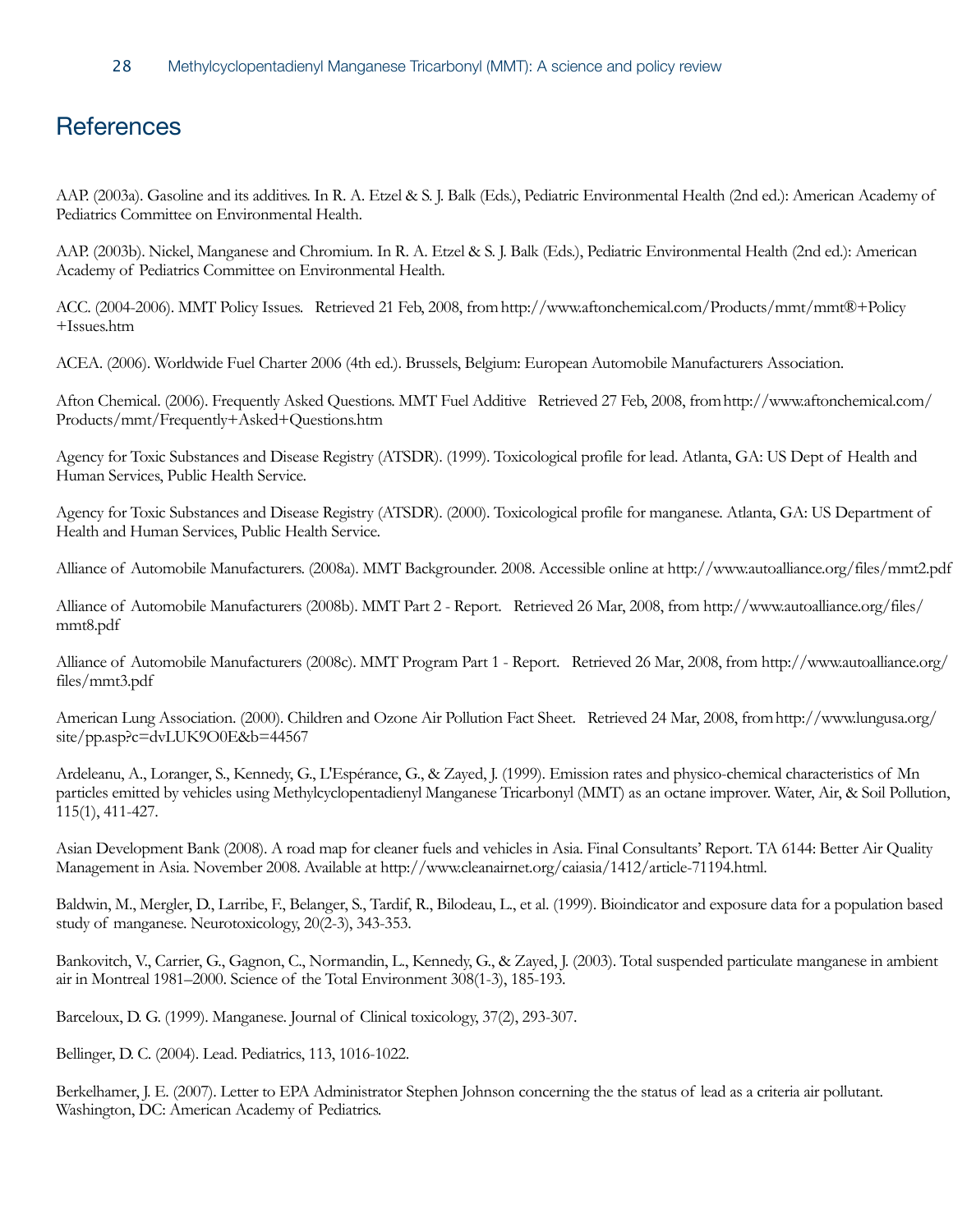## References

AAP. (2003a). Gasoline and its additives. In R. A. Etzel & S. J. Balk (Eds.), Pediatric Environmental Health (2nd ed.): American Academy of Pediatrics Committee on Environmental Health.

AAP. (2003b). Nickel, Manganese and Chromium. In R. A. Etzel & S. J. Balk (Eds.), Pediatric Environmental Health (2nd ed.): American Academy of Pediatrics Committee on Environmental Health.

ACC. (2004-2006). MMT Policy Issues. Retrieved 21 Feb, 2008, from http://www.aftonchemical.com/Products/mmt/mmt®+Policy+Issues.htm

ACEA. (2006). Worldwide Fuel Charter 2006 (4th ed.). Brussels, Belgium: European Automobile Manufacturers Association.

Afton Chemical. (2006). Frequently Asked Questions. MMT Fuel Additive Retrieved 27 Feb, 2008, from http://www.aftonchemical.com/Products/mmt/Frequently+Asked+Questions.htm

Agency for Toxic Substances and Disease Registry (ATSDR). (1999). Toxicological profile for lead. Atlanta, GA: US Dept of Health and Human Services, Public Health Service.

Agency for Toxic Substances and Disease Registry (ATSDR). (2000). Toxicological profile for manganese. Atlanta, GA: US Department of Health and Human Services, Public Health Service.

Alliance of Automobile Manufacturers. (2008a). MMT Backgrounder. 2008. Accessible online at http://www.autoalliance.org/files/mmt2.pdf

Alliance of Automobile Manufacturers (2008b). MMT Part 2 - Report. Retrieved 26 Mar, 2008, from http://www.autoalliance.org/files/mmt8.pdf

Alliance of Automobile Manufacturers (2008c). MMT Program Part 1 - Report. Retrieved 26 Mar, 2008, from http://www.autoalliance.org/files/mmt3.pdf

American Lung Association. (2000). Children and Ozone Air Pollution Fact Sheet. Retrieved 24 Mar, 2008, from http://www.lungusa.org/site/pp.asp?c=dvLUK9O0E&b=44567

Ardeleanu, A., Loranger, S., Kennedy, G., L'Espérance, G., & Zayed, J. (1999). Emission rates and physico-chemical characteristics of Mn particles emitted by vehicles using Methylcyclopentadienyl Manganese Tricarbonyl (MMT) as an octane improver. Water, Air, & Soil Pollution, 115(1), 411-427.

Asian Development Bank (2008). A road map for cleaner fuels and vehicles in Asia. Final Consultants' Report. TA 6144: Better Air Quality Management in Asia. November 2008. Available at http://www.cleanairnet.org/caiasia/1412/article-71194.html.

Baldwin, M., Mergler, D., Larribe, F., Belanger, S., Tardif, R., Bilodeau, L., et al. (1999). Bioindicator and exposure data for a population based study of manganese. Neurotoxicology, 20(2-3), 343-353.

Bankovitch, V., Carrier, G., Gagnon, C., Normandin, L., Kennedy, G., & Zayed, J. (2003). Total suspended particulate manganese in ambient air in Montreal 1981–2000. Science of the Total Environment 308(1-3), 185-193.

Barceloux, D. G. (1999). Manganese. Journal of Clinical toxicology, 37(2), 293-307.

Bellinger, D. C. (2004). Lead. Pediatrics, 113, 1016-1022.

Berkelhamer, J. E. (2007). Letter to EPA Administrator Stephen Johnson concerning the the status of lead as a criteria air pollutant. Washington, DC: American Academy of Pediatrics.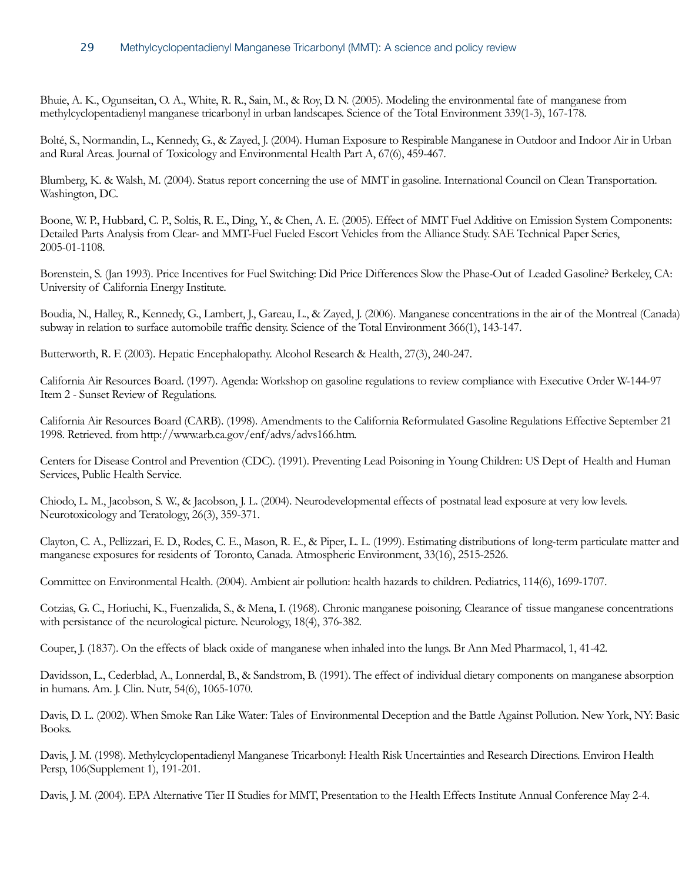Bhuie, A. K., Ogunseitan, O. A., White, R. R., Sain, M., & Roy, D. N. (2005). Modeling the environmental fate of manganese from methylcyclopentadienyl manganese tricarbonyl in urban landscapes. Science of the Total Environment 339(1-3), 167-178.

Bolté, S., Normandin, L., Kennedy, G., & Zayed, J. (2004). Human Exposure to Respirable Manganese in Outdoor and Indoor Air in Urban and Rural Areas. Journal of Toxicology and Environmental Health Part A, 67(6), 459-467.

Blumberg, K. & Walsh, M. (2004). Status report concerning the use of MMT in gasoline. International Council on Clean Transportation. Washington, DC.

Boone, W. P., Hubbard, C. P., Soltis, R. E., Ding, Y., & Chen, A. E. (2005). Effect of MMT Fuel Additive on Emission System Components: Detailed Parts Analysis from Clear- and MMT-Fuel Fueled Escort Vehicles from the Alliance Study. SAE Technical Paper Series, 2005-01-1108.

Borenstein, S. (Jan 1993). Price Incentives for Fuel Switching: Did Price Differences Slow the Phase-Out of Leaded Gasoline? Berkeley, CA: University of California Energy Institute.

Boudia, N., Halley, R., Kennedy, G., Lambert, J., Gareau, L., & Zayed, J. (2006). Manganese concentrations in the air of the Montreal (Canada) subway in relation to surface automobile traffic density. Science of the Total Environment 366(1), 143-147.

Butterworth, R. F. (2003). Hepatic Encephalopathy. Alcohol Research & Health, 27(3), 240-247.

California Air Resources Board. (1997). Agenda: Workshop on gasoline regulations to review compliance with Executive Order W-144-97 Item 2 - Sunset Review of Regulations.

California Air Resources Board (CARB). (1998). Amendments to the California Reformulated Gasoline Regulations Effective September 21 1998. Retrieved. from http://www.arb.ca.gov/enf/advs/advs166.htm.

Centers for Disease Control and Prevention (CDC). (1991). Preventing Lead Poisoning in Young Children: US Dept of Health and Human Services, Public Health Service.

Chiodo, L. M., Jacobson, S. W., & Jacobson, J. L. (2004). Neurodevelopmental effects of postnatal lead exposure at very low levels. Neurotoxicology and Teratology, 26(3), 359-371.

Clayton, C. A., Pellizzari, E. D., Rodes, C. E., Mason, R. E., & Piper, L. L. (1999). Estimating distributions of long-term particulate matter and manganese exposures for residents of Toronto, Canada. Atmospheric Environment, 33(16), 2515-2526.

Committee on Environmental Health. (2004). Ambient air pollution: health hazards to children. Pediatrics, 114(6), 1699-1707.

Cotzias, G. C., Horiuchi, K., Fuenzalida, S., & Mena, I. (1968). Chronic manganese poisoning. Clearance of tissue manganese concentrations with persistance of the neurological picture. Neurology, 18(4), 376-382.

Couper, J. (1837). On the effects of black oxide of manganese when inhaled into the lungs. Br Ann Med Pharmacol, 1, 41-42.

Davidsson, L., Cederblad, A., Lonnerdal, B., & Sandstrom, B. (1991). The effect of individual dietary components on manganese absorption in humans. Am. J. Clin. Nutr, 54(6), 1065-1070.

Davis, D. L. (2002). When Smoke Ran Like Water: Tales of Environmental Deception and the Battle Against Pollution. New York, NY: Basic Books.

Davis, J. M. (1998). Methylcyclopentadienyl Manganese Tricarbonyl: Health Risk Uncertainties and Research Directions. Environ Health Persp, 106(Supplement 1), 191-201.

Davis, J. M. (2004). EPA Alternative Tier II Studies for MMT, Presentation to the Health Effects Institute Annual Conference May 2-4.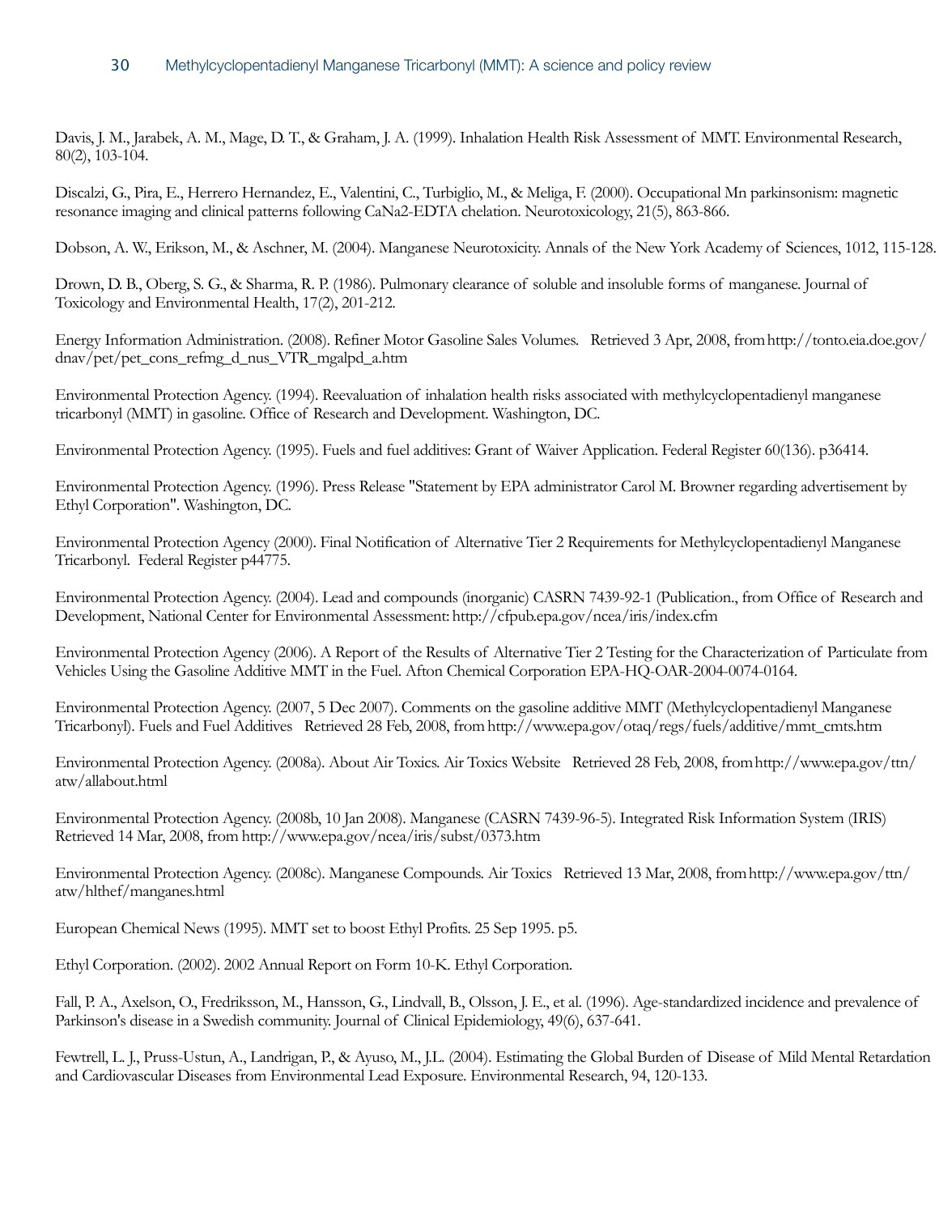Davis, J. M., Jarabek, A. M., Mage, D. T., & Graham, J. A. (1999). Inhalation Health Risk Assessment of MMT. Environmental Research, 80(2), 103-104.

Discalzi, G., Pira, E., Herrero Hernandez, E., Valentini, C., Turbiglio, M., & Meliga, F. (2000). Occupational Mn parkinsonism: magnetic resonance imaging and clinical patterns following CaNa2-EDTA chelation. Neurotoxicology, 21(5), 863-866.

Dobson, A. W., Erikson, M., & Aschner, M. (2004). Manganese Neurotoxicity. Annals of the New York Academy of Sciences, 1012, 115-128.

Drown, D. B., Oberg, S. G., & Sharma, R. P. (1986). Pulmonary clearance of soluble and insoluble forms of manganese. Journal of Toxicology and Environmental Health, 17(2), 201-212.

Energy Information Administration. (2008). Refiner Motor Gasoline Sales Volumes. Retrieved 3 Apr, 2008, from http://tonto.eia.doe.gov/dnav/pet/pet_cons_refmg_d_nus_VTR_mgalpd_a.htm

Environmental Protection Agency. (1994). Reevaluation of inhalation health risks associated with methylcyclopentadienyl manganese tricarbonyl (MMT) in gasoline. Office of Research and Development. Washington, DC.

Environmental Protection Agency. (1995). Fuels and fuel additives: Grant of Waiver Application. Federal Register 60(136). p36414.

Environmental Protection Agency. (1996). Press Release "Statement by EPA administrator Carol M. Browner regarding advertisement by Ethyl Corporation". Washington, DC.

Environmental Protection Agency (2000). Final Notification of Alternative Tier 2 Requirements for Methylcyclopentadienyl Manganese Tricarbonyl. Federal Register p44775.

Environmental Protection Agency. (2004). Lead and compounds (inorganic) CASRN 7439-92-1 (Publication., from Office of Research and Development, National Center for Environmental Assessment: http://cfpub.epa.gov/ncea/iris/index.cfm

Environmental Protection Agency (2006). A Report of the Results of Alternative Tier 2 Testing for the Characterization of Particulate from Vehicles Using the Gasoline Additive MMT in the Fuel. Afton Chemical Corporation EPA-HQ-OAR-2004-0074-0164.

Environmental Protection Agency. (2007, 5 Dec 2007). Comments on the gasoline additive MMT (Methylcyclopentadienyl Manganese Tricarbonyl). Fuels and Fuel Additives Retrieved 28 Feb, 2008, from http://www.epa.gov/otaq/regs/fuels/additive/mmt_cmts.htm

Environmental Protection Agency. (2008a). About Air Toxics. Air Toxics Website Retrieved 28 Feb, 2008, from http://www.epa.gov/ttn/atw/allabout.html

Environmental Protection Agency. (2008b, 10 Jan 2008). Manganese (CASRN 7439-96-5). Integrated Risk Information System (IRIS) Retrieved 14 Mar, 2008, from http://www.epa.gov/ncea/iris/subst/0373.htm

Environmental Protection Agency. (2008c). Manganese Compounds. Air Toxics Retrieved 13 Mar, 2008, from http://www.epa.gov/ttn/atw/hlthef/manganes.html

European Chemical News (1995). MMT set to boost Ethyl Profits. 25 Sep 1995. p5.

Ethyl Corporation. (2002). 2002 Annual Report on Form 10-K. Ethyl Corporation.

Fall, P. A., Axelson, O., Fredriksson, M., Hansson, G., Lindvall, B., Olsson, J. E., et al. (1996). Age-standardized incidence and prevalence of Parkinson's disease in a Swedish community. Journal of Clinical Epidemiology, 49(6), 637-641.

Fewtrell, L. J., Pruss-Ustun, A., Landrigan, P., & Ayuso, M., J.L. (2004). Estimating the Global Burden of Disease of Mild Mental Retardation and Cardiovascular Diseases from Environmental Lead Exposure. Environmental Research, 94, 120-133.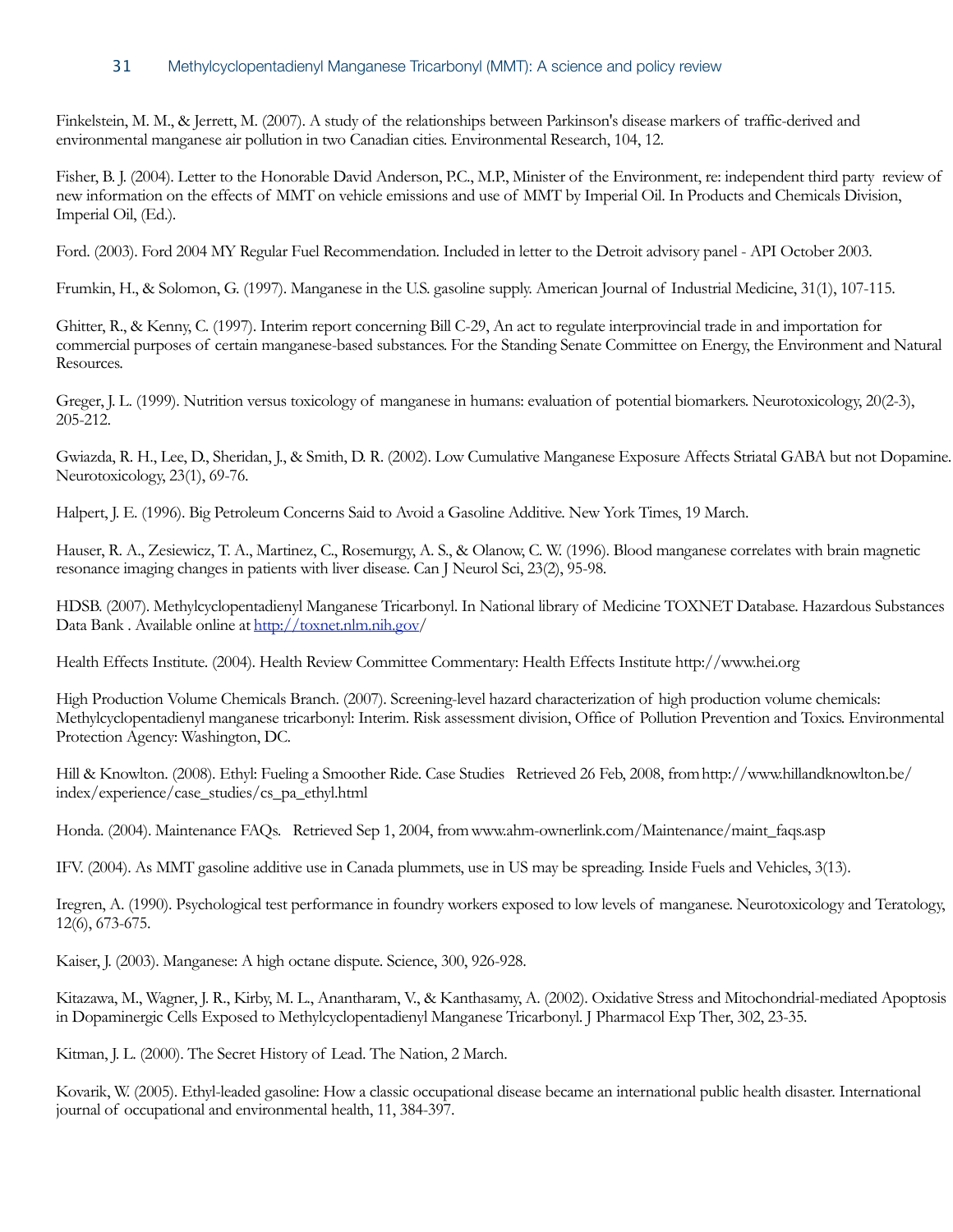Finkelstein, M. M., & Jerrett, M. (2007). A study of the relationships between Parkinson's disease markers of traffic-derived and environmental manganese air pollution in two Canadian cities. Environmental Research, 104, 12.

Fisher, B. J. (2004). Letter to the Honorable David Anderson, P.C., M.P., Minister of the Environment, re: independent third party review of new information on the effects of MMT on vehicle emissions and use of MMT by Imperial Oil. In Products and Chemicals Division, Imperial Oil, (Ed.).

Ford. (2003). Ford 2004 MY Regular Fuel Recommendation. Included in letter to the Detroit advisory panel - API October 2003.

Frumkin, H., & Solomon, G. (1997). Manganese in the U.S. gasoline supply. American Journal of Industrial Medicine, 31(1), 107-115.

Ghitter, R., & Kenny, C. (1997). Interim report concerning Bill C-29, An act to regulate interprovincial trade in and importation for commercial purposes of certain manganese-based substances. For the Standing Senate Committee on Energy, the Environment and Natural Resources.

Greger, J. L. (1999). Nutrition versus toxicology of manganese in humans: evaluation of potential biomarkers. Neurotoxicology, 20(2-3), 205-212.

Gwiazda, R. H., Lee, D., Sheridan, J., & Smith, D. R. (2002). Low Cumulative Manganese Exposure Affects Striatal GABA but not Dopamine. Neurotoxicology, 23(1), 69-76.

Halpert, J. E. (1996). Big Petroleum Concerns Said to Avoid a Gasoline Additive. New York Times, 19 March.

Hauser, R. A., Zesiewicz, T. A., Martinez, C., Rosemurgy, A. S., & Olanow, C. W. (1996). Blood manganese correlates with brain magnetic resonance imaging changes in patients with liver disease. Can J Neurol Sci, 23(2), 95-98.

HDSB. (2007). Methylcyclopentadienyl Manganese Tricarbonyl. In National library of Medicine TOXNET Database. Hazardous Substances Data Bank . Available online at http://toxnet.nlm.nih.gov/

Health Effects Institute. (2004). Health Review Committee Commentary: Health Effects Institute http://www.hei.org

High Production Volume Chemicals Branch. (2007). Screening-level hazard characterization of high production volume chemicals: Methylcyclopentadienyl manganese tricarbonyl: Interim. Risk assessment division, Office of Pollution Prevention and Toxics. Environmental Protection Agency: Washington, DC.

Hill & Knowlton. (2008). Ethyl: Fueling a Smoother Ride. Case Studies Retrieved 26 Feb, 2008, from http://www.hillandknowlton.be/index/experience/case_studies/cs_pa_ethyl.html

Honda. (2004). Maintenance FAQs. Retrieved Sep 1, 2004, from www.ahm-ownerlink.com/Maintenance/maint_faqs.asp

IFV. (2004). As MMT gasoline additive use in Canada plummets, use in US may be spreading. Inside Fuels and Vehicles, 3(13).

Iregren, A. (1990). Psychological test performance in foundry workers exposed to low levels of manganese. Neurotoxicology and Teratology, 12(6), 673-675.

Kaiser, J. (2003). Manganese: A high octane dispute. Science, 300, 926-928.

Kitazawa, M., Wagner, J. R., Kirby, M. L., Anantharam, V., & Kanthasamy, A. (2002). Oxidative Stress and Mitochondrial-mediated Apoptosis in Dopaminergic Cells Exposed to Methylcyclopentadienyl Manganese Tricarbonyl. J Pharmacol Exp Ther, 302, 23-35.

Kitman, J. L. (2000). The Secret History of Lead. The Nation, 2 March.

Kovarik, W. (2005). Ethyl-leaded gasoline: How a classic occupational disease became an international public health disaster. International journal of occupational and environmental health, 11, 384-397.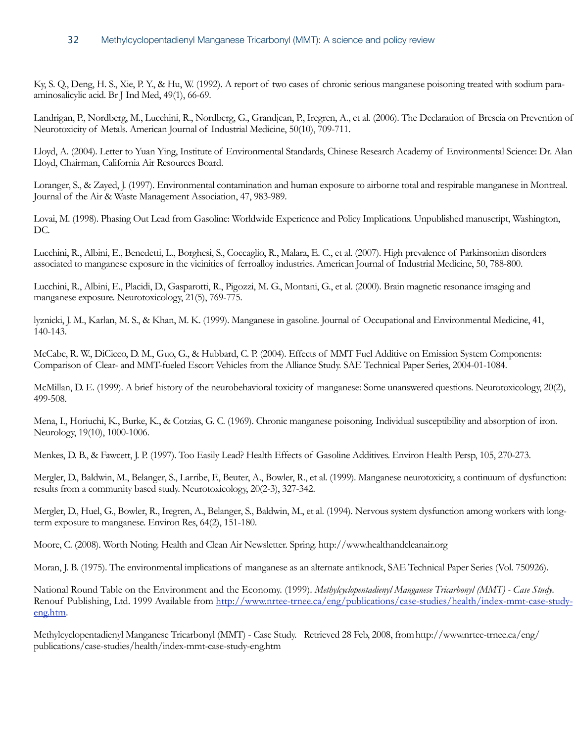Ky, S. Q., Deng, H. S., Xie, P. Y., & Hu, W. (1992). A report of two cases of chronic serious manganese poisoning treated with sodium para-aminosalicylic acid. Br J Ind Med, 49(1), 66-69.

Landrigan, P., Nordberg, M., Lucchini, R., Nordberg, G., Grandjean, P., Iregren, A., et al. (2006). The Declaration of Brescia on Prevention of Neurotoxicity of Metals. American Journal of Industrial Medicine, 50(10), 709-711.

Lloyd, A. (2004). Letter to Yuan Ying, Institute of Environmental Standards, Chinese Research Academy of Environmental Science: Dr. Alan Lloyd, Chairman, California Air Resources Board.

Loranger, S., & Zayed, J. (1997). Environmental contamination and human exposure to airborne total and respirable manganese in Montreal. Journal of the Air & Waste Management Association, 47, 983-989.

Lovai, M. (1998). Phasing Out Lead from Gasoline: Worldwide Experience and Policy Implications. Unpublished manuscript, Washington, DC.

Lucchini, R., Albini, E., Benedetti, L., Borghesi, S., Coccaglio, R., Malara, E. C., et al. (2007). High prevalence of Parkinsonian disorders associated to manganese exposure in the vicinities of ferroalloy industries. American Journal of Industrial Medicine, 50, 788-800.

Lucchini, R., Albini, E., Placidi, D., Gasparotti, R., Pigozzi, M. G., Montani, G., et al. (2000). Brain magnetic resonance imaging and manganese exposure. Neurotoxicology, 21(5), 769-775.

lyznicki, J. M., Karlan, M. S., & Khan, M. K. (1999). Manganese in gasoline. Journal of Occupational and Environmental Medicine, 41, 140-143.

McCabe, R. W., DiCicco, D. M., Guo, G., & Hubbard, C. P. (2004). Effects of MMT Fuel Additive on Emission System Components: Comparison of Clear- and MMT-fueled Escort Vehicles from the Alliance Study. SAE Technical Paper Series, 2004-01-1084.

McMillan, D. E. (1999). A brief history of the neurobehavioral toxicity of manganese: Some unanswered questions. Neurotoxicology, 20(2), 499-508.

Mena, I., Horiuchi, K., Burke, K., & Cotzias, G. C. (1969). Chronic manganese poisoning. Individual susceptibility and absorption of iron. Neurology, 19(10), 1000-1006.

Menkes, D. B., & Fawcett, J. P. (1997). Too Easily Lead? Health Effects of Gasoline Additives. Environ Health Persp, 105, 270-273.

Mergler, D., Baldwin, M., Belanger, S., Larribe, F., Beuter, A., Bowler, R., et al. (1999). Manganese neurotoxicity, a continuum of dysfunction: results from a community based study. Neurotoxicology, 20(2-3), 327-342.

Mergler, D., Huel, G., Bowler, R., Iregren, A., Belanger, S., Baldwin, M., et al. (1994). Nervous system dysfunction among workers with long-term exposure to manganese. Environ Res, 64(2), 151-180.

Moore, C. (2008). Worth Noting. Health and Clean Air Newsletter. Spring. http://www.healthandcleanair.org

Moran, J. B. (1975). The environmental implications of manganese as an alternate antiknock, SAE Technical Paper Series (Vol. 750926).

National Round Table on the Environment and the Economy. (1999). *Methylcyclopentadienyl Manganese Tricarbonyl (MMT) - Case Study*. Renouf Publishing, Ltd. 1999 Available from http://www.nrtee-trnee.ca/eng/publications/case-studies/health/index-mmt-case-study-eng.htm.

Methylcyclopentadienyl Manganese Tricarbonyl (MMT) - Case Study. Retrieved 28 Feb, 2008, from http://www.nrtee-trnee.ca/eng/publications/case-studies/health/index-mmt-case-study-eng.htm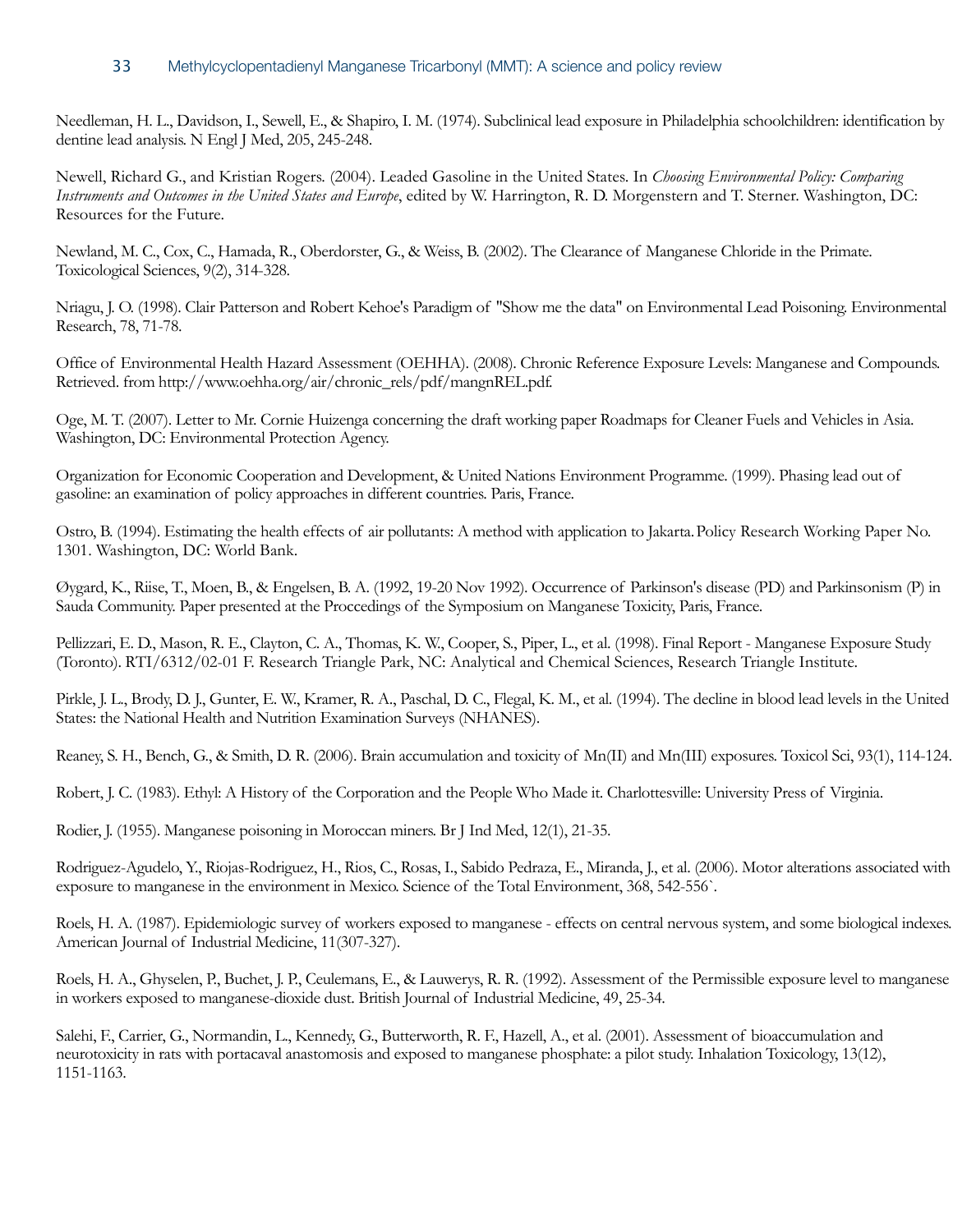Needleman, H. L., Davidson, I., Sewell, E., & Shapiro, I. M. (1974). Subclinical lead exposure in Philadelphia schoolchildren: identification by dentine lead analysis. N Engl J Med, 205, 245-248.

Newell, Richard G., and Kristian Rogers. (2004). Leaded Gasoline in the United States. In *Choosing Environmental Policy: Comparing Instruments and Outcomes in the United States and Europe*, edited by W. Harrington, R. D. Morgenstern and T. Sterner. Washington, DC: Resources for the Future.

Newland, M. C., Cox, C., Hamada, R., Oberdorster, G., & Weiss, B. (2002). The Clearance of Manganese Chloride in the Primate. Toxicological Sciences, 9(2), 314-328.

Nriagu, J. O. (1998). Clair Patterson and Robert Kehoe's Paradigm of "Show me the data" on Environmental Lead Poisoning. Environmental Research, 78, 71-78.

Office of Environmental Health Hazard Assessment (OEHHA). (2008). Chronic Reference Exposure Levels: Manganese and Compounds. Retrieved. from http://www.oehha.org/air/chronic_rels/pdf/mangnREL.pdf.

Oge, M. T. (2007). Letter to Mr. Cornie Huizenga concerning the draft working paper Roadmaps for Cleaner Fuels and Vehicles in Asia. Washington, DC: Environmental Protection Agency.

Organization for Economic Cooperation and Development, & United Nations Environment Programme. (1999). Phasing lead out of gasoline: an examination of policy approaches in different countries. Paris, France.

Ostro, B. (1994). Estimating the health effects of air pollutants: A method with application to Jakarta. Policy Research Working Paper No. 1301. Washington, DC: World Bank.

Øygard, K., Riise, T., Moen, B., & Engelsen, B. A. (1992, 19-20 Nov 1992). Occurrence of Parkinson's disease (PD) and Parkinsonism (P) in Sauda Community. Paper presented at the Proccedings of the Symposium on Manganese Toxicity, Paris, France.

Pellizzari, E. D., Mason, R. E., Clayton, C. A., Thomas, K. W., Cooper, S., Piper, L., et al. (1998). Final Report - Manganese Exposure Study (Toronto). RTI/6312/02-01 F. Research Triangle Park, NC: Analytical and Chemical Sciences, Research Triangle Institute.

Pirkle, J. L., Brody, D. J., Gunter, E. W., Kramer, R. A., Paschal, D. C., Flegal, K. M., et al. (1994). The decline in blood lead levels in the United States: the National Health and Nutrition Examination Surveys (NHANES).

Reaney, S. H., Bench, G., & Smith, D. R. (2006). Brain accumulation and toxicity of Mn(II) and Mn(III) exposures. Toxicol Sci, 93(1), 114-124.

Robert, J. C. (1983). Ethyl: A History of the Corporation and the People Who Made it. Charlottesville: University Press of Virginia.

Rodier, J. (1955). Manganese poisoning in Moroccan miners. Br J Ind Med, 12(1), 21-35.

Rodriguez-Agudelo, Y., Riojas-Rodriguez, H., Rios, C., Rosas, I., Sabido Pedraza, E., Miranda, J., et al. (2006). Motor alterations associated with exposure to manganese in the environment in Mexico. Science of the Total Environment, 368, 542-556`.

Roels, H. A. (1987). Epidemiologic survey of workers exposed to manganese - effects on central nervous system, and some biological indexes. American Journal of Industrial Medicine, 11(307-327).

Roels, H. A., Ghyselen, P., Buchet, J. P., Ceulemans, E., & Lauwerys, R. R. (1992). Assessment of the Permissible exposure level to manganese in workers exposed to manganese-dioxide dust. British Journal of Industrial Medicine, 49, 25-34.

Salehi, F., Carrier, G., Normandin, L., Kennedy, G., Butterworth, R. F., Hazell, A., et al. (2001). Assessment of bioaccumulation and neurotoxicity in rats with portacaval anastomosis and exposed to manganese phosphate: a pilot study. Inhalation Toxicology, 13(12), 1151-1163.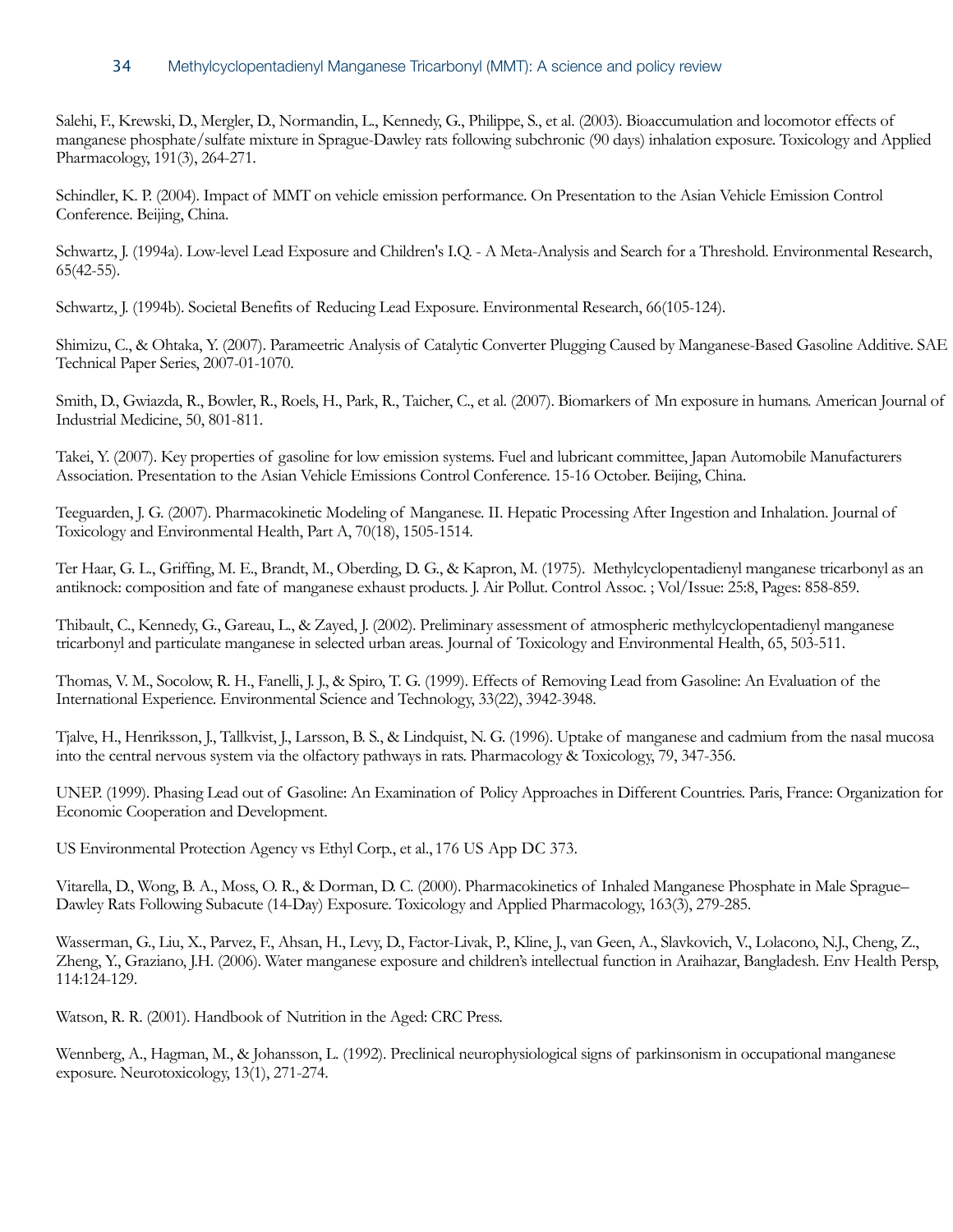Salehi, F., Krewski, D., Mergler, D., Normandin, L., Kennedy, G., Philippe, S., et al. (2003). Bioaccumulation and locomotor effects of manganese phosphate/sulfate mixture in Sprague-Dawley rats following subchronic (90 days) inhalation exposure. Toxicology and Applied Pharmacology, 191(3), 264-271.

Schindler, K. P. (2004). Impact of MMT on vehicle emission performance. On Presentation to the Asian Vehicle Emission Control Conference. Beijing, China.

Schwartz, J. (1994a). Low-level Lead Exposure and Children's I.Q. - A Meta-Analysis and Search for a Threshold. Environmental Research, 65(42-55).

Schwartz, J. (1994b). Societal Benefits of Reducing Lead Exposure. Environmental Research, 66(105-124).

Shimizu, C., & Ohtaka, Y. (2007). Parameetric Analysis of Catalytic Converter Plugging Caused by Manganese-Based Gasoline Additive. SAE Technical Paper Series, 2007-01-1070.

Smith, D., Gwiazda, R., Bowler, R., Roels, H., Park, R., Taicher, C., et al. (2007). Biomarkers of Mn exposure in humans. American Journal of Industrial Medicine, 50, 801-811.

Takei, Y. (2007). Key properties of gasoline for low emission systems. Fuel and lubricant committee, Japan Automobile Manufacturers Association. Presentation to the Asian Vehicle Emissions Control Conference. 15-16 October. Beijing, China.

Teeguarden, J. G. (2007). Pharmacokinetic Modeling of Manganese. II. Hepatic Processing After Ingestion and Inhalation. Journal of Toxicology and Environmental Health, Part A, 70(18), 1505-1514.

Ter Haar, G. L., Griffing, M. E., Brandt, M., Oberding, D. G., & Kapron, M. (1975). Methylcyclopentadienyl manganese tricarbonyl as an antiknock: composition and fate of manganese exhaust products. J. Air Pollut. Control Assoc. ; Vol/Issue: 25:8, Pages: 858-859.

Thibault, C., Kennedy, G., Gareau, L., & Zayed, J. (2002). Preliminary assessment of atmospheric methylcyclopentadienyl manganese tricarbonyl and particulate manganese in selected urban areas. Journal of Toxicology and Environmental Health, 65, 503-511.

Thomas, V. M., Socolow, R. H., Fanelli, J. J., & Spiro, T. G. (1999). Effects of Removing Lead from Gasoline: An Evaluation of the International Experience. Environmental Science and Technology, 33(22), 3942-3948.

Tjalve, H., Henriksson, J., Tallkvist, J., Larsson, B. S., & Lindquist, N. G. (1996). Uptake of manganese and cadmium from the nasal mucosa into the central nervous system via the olfactory pathways in rats. Pharmacology & Toxicology, 79, 347-356.

UNEP. (1999). Phasing Lead out of Gasoline: An Examination of Policy Approaches in Different Countries. Paris, France: Organization for Economic Cooperation and Development.

US Environmental Protection Agency vs Ethyl Corp., et al., 176 US App DC 373.

Vitarella, D., Wong, B. A., Moss, O. R., & Dorman, D. C. (2000). Pharmacokinetics of Inhaled Manganese Phosphate in Male Sprague–Dawley Rats Following Subacute (14-Day) Exposure. Toxicology and Applied Pharmacology, 163(3), 279-285.

Wasserman, G., Liu, X., Parvez, F., Ahsan, H., Levy, D., Factor-Livak, P., Kline, J., van Geen, A., Slavkovich, V., Lolacono, N.J., Cheng, Z., Zheng, Y., Graziano, J.H. (2006). Water manganese exposure and children's intellectual function in Araihazar, Bangladesh. Env Health Persp, 114:124-129.

Watson, R. R. (2001). Handbook of Nutrition in the Aged: CRC Press.

Wennberg, A., Hagman, M., & Johansson, L. (1992). Preclinical neurophysiological signs of parkinsonism in occupational manganese exposure. Neurotoxicology, 13(1), 271-274.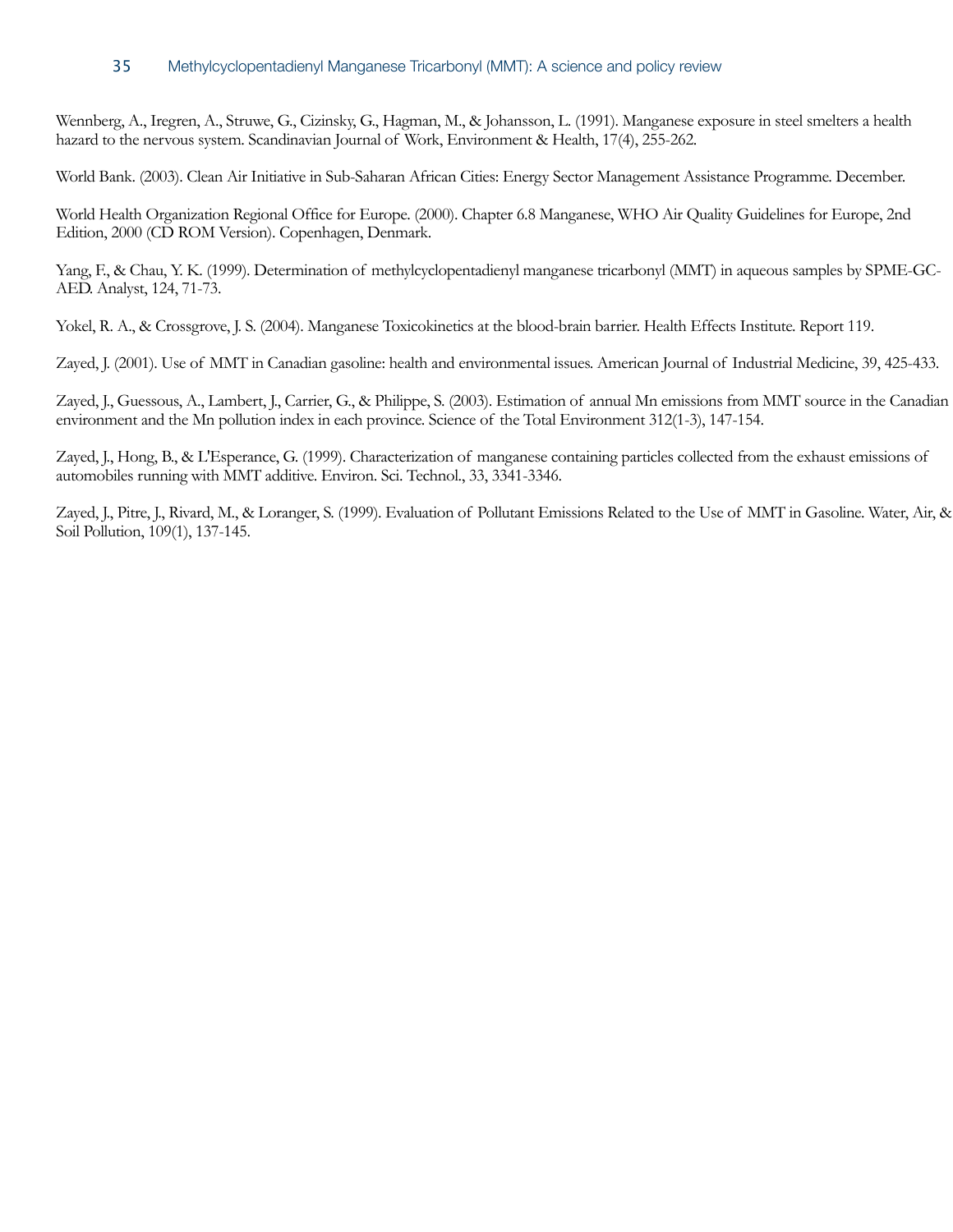Wennberg, A., Iregren, A., Struwe, G., Cizinsky, G., Hagman, M., & Johansson, L. (1991). Manganese exposure in steel smelters a health hazard to the nervous system. Scandinavian Journal of Work, Environment & Health, 17(4), 255-262.

World Bank. (2003). Clean Air Initiative in Sub-Saharan African Cities: Energy Sector Management Assistance Programme. December.

World Health Organization Regional Office for Europe. (2000). Chapter 6.8 Manganese, WHO Air Quality Guidelines for Europe, 2nd Edition, 2000 (CD ROM Version). Copenhagen, Denmark.

Yang, F., & Chau, Y. K. (1999). Determination of methylcyclopentadienyl manganese tricarbonyl (MMT) in aqueous samples by SPME-GC-AED. Analyst, 124, 71-73.

Yokel, R. A., & Crossgrove, J. S. (2004). Manganese Toxicokinetics at the blood-brain barrier. Health Effects Institute. Report 119.

Zayed, J. (2001). Use of MMT in Canadian gasoline: health and environmental issues. American Journal of Industrial Medicine, 39, 425-433.

Zayed, J., Guessous, A., Lambert, J., Carrier, G., & Philippe, S. (2003). Estimation of annual Mn emissions from MMT source in the Canadian environment and the Mn pollution index in each province. Science of the Total Environment 312(1-3), 147-154.

Zayed, J., Hong, B., & L'Esperance, G. (1999). Characterization of manganese containing particles collected from the exhaust emissions of automobiles running with MMT additive. Environ. Sci. Technol., 33, 3341-3346.

Zayed, J., Pitre, J., Rivard, M., & Loranger, S. (1999). Evaluation of Pollutant Emissions Related to the Use of MMT in Gasoline. Water, Air, & Soil Pollution, 109(1), 137-145.